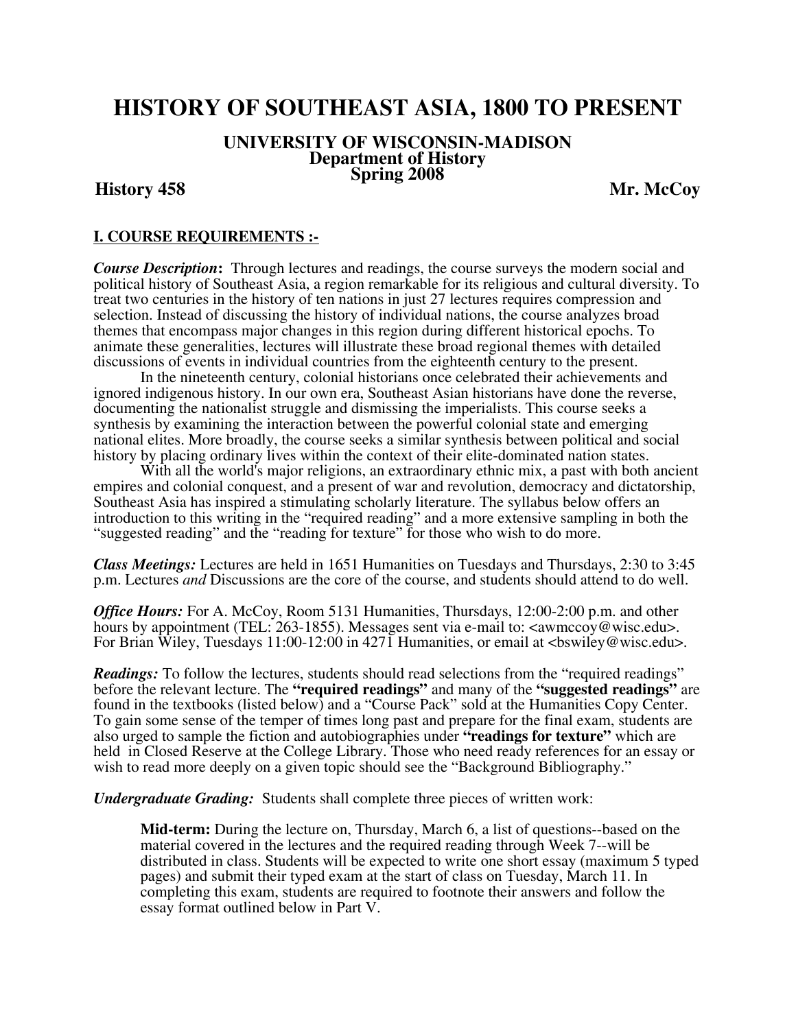# HISTORY OF SOUTHEAST ASIA, 1800 TO PRESENT

## UNIVERSITY OF WISCONSIN-MADISON
### Department of History
### Spring 2008

**History 458** **Mr. McCoy**

## I. COURSE REQUIREMENTS :-

***Course Description*:** Through lectures and readings, the course surveys the modern social and political history of Southeast Asia, a region remarkable for its religious and cultural diversity. To treat two centuries in the history of ten nations in just 27 lectures requires compression and selection. Instead of discussing the history of individual nations, the course analyzes broad themes that encompass major changes in this region during different historical epochs. To animate these generalities, lectures will illustrate these broad regional themes with detailed discussions of events in individual countries from the eighteenth century to the present.

In the nineteenth century, colonial historians once celebrated their achievements and ignored indigenous history. In our own era, Southeast Asian historians have done the reverse, documenting the nationalist struggle and dismissing the imperialists. This course seeks a synthesis by examining the interaction between the powerful colonial state and emerging national elites. More broadly, the course seeks a similar synthesis between political and social history by placing ordinary lives within the context of their elite-dominated nation states.

With all the world's major religions, an extraordinary ethnic mix, a past with both ancient empires and colonial conquest, and a present of war and revolution, democracy and dictatorship, Southeast Asia has inspired a stimulating scholarly literature. The syllabus below offers an introduction to this writing in the "required reading" and a more extensive sampling in both the "suggested reading" and the "reading for texture" for those who wish to do more.

***Class Meetings:*** Lectures are held in 1651 Humanities on Tuesdays and Thursdays, 2:30 to 3:45 p.m. Lectures *and* Discussions are the core of the course, and students should attend to do well.

***Office Hours:*** For A. McCoy, Room 5131 Humanities, Thursdays, 12:00-2:00 p.m. and other hours by appointment (TEL: 263-1855). Messages sent via e-mail to: <awmccoy@wisc.edu>. For Brian Wiley, Tuesdays 11:00-12:00 in 4271 Humanities, or email at <bswiley@wisc.edu>.

***Readings:*** To follow the lectures, students should read selections from the "required readings" before the relevant lecture. The **"required readings"** and many of the **"suggested readings"** are found in the textbooks (listed below) and a "Course Pack" sold at the Humanities Copy Center. To gain some sense of the temper of times long past and prepare for the final exam, students are also urged to sample the fiction and autobiographies under **"readings for texture"** which are held in Closed Reserve at the College Library. Those who need ready references for an essay or wish to read more deeply on a given topic should see the "Background Bibliography."

***Undergraduate Grading:*** Students shall complete three pieces of written work:

> **Mid-term:** During the lecture on, Thursday, March 6, a list of questions--based on the material covered in the lectures and the required reading through Week 7--will be distributed in class. Students will be expected to write one short essay (maximum 5 typed pages) and submit their typed exam at the start of class on Tuesday, March 11. In completing this exam, students are required to footnote their answers and follow the essay format outlined below in Part V.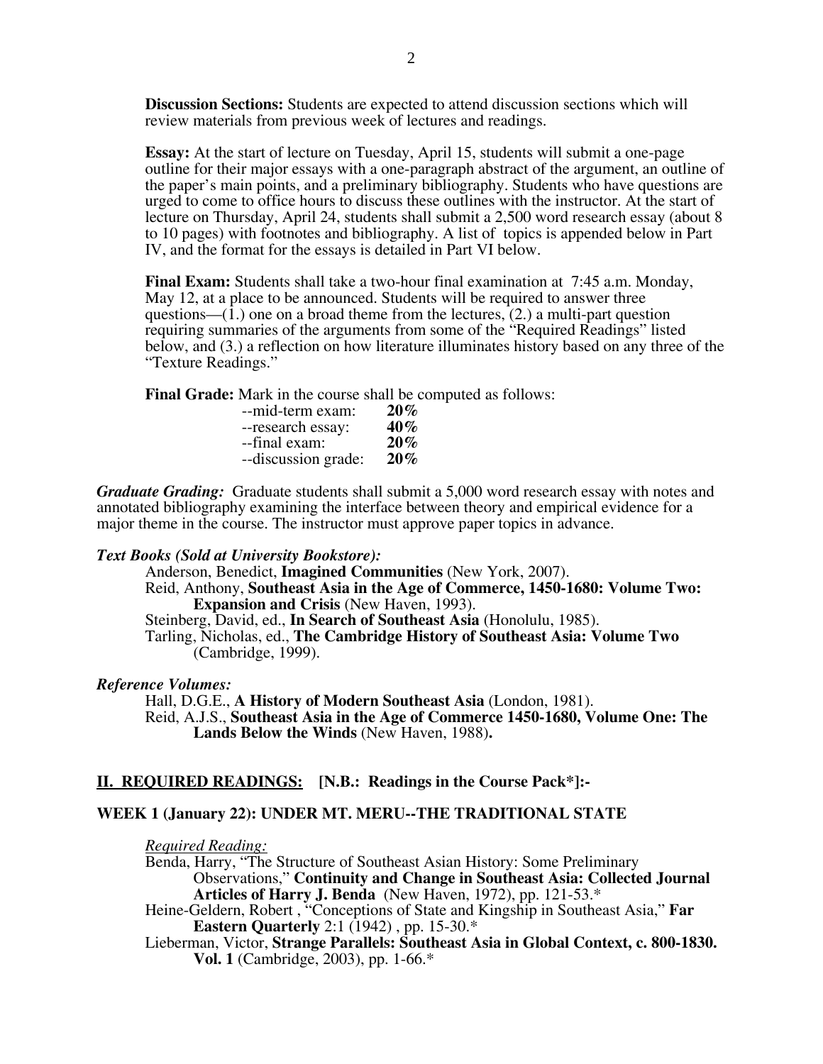**Discussion Sections:** Students are expected to attend discussion sections which will review materials from previous week of lectures and readings.

**Essay:** At the start of lecture on Tuesday, April 15, students will submit a one-page outline for their major essays with a one-paragraph abstract of the argument, an outline of the paper's main points, and a preliminary bibliography. Students who have questions are urged to come to office hours to discuss these outlines with the instructor. At the start of lecture on Thursday, April 24, students shall submit a 2,500 word research essay (about 8 to 10 pages) with footnotes and bibliography. A list of topics is appended below in Part IV, and the format for the essays is detailed in Part VI below.

**Final Exam:** Students shall take a two-hour final examination at 7:45 a.m. Monday, May 12, at a place to be announced. Students will be required to answer three questions—(1.) one on a broad theme from the lectures, (2.) a multi-part question requiring summaries of the arguments from some of the "Required Readings" listed below, and (3.) a reflection on how literature illuminates history based on any three of the "Texture Readings."

**Final Grade:** Mark in the course shall be computed as follows:

--mid-term exam: **20%**
--research essay: **40%**
--final exam: **20%**
--discussion grade: **20%**

***Graduate Grading:*** Graduate students shall submit a 5,000 word research essay with notes and annotated bibliography examining the interface between theory and empirical evidence for a major theme in the course. The instructor must approve paper topics in advance.

***Text Books (Sold at University Bookstore):***

Anderson, Benedict, **Imagined Communities** (New York, 2007).
Reid, Anthony, **Southeast Asia in the Age of Commerce, 1450-1680: Volume Two: Expansion and Crisis** (New Haven, 1993).
Steinberg, David, ed., **In Search of Southeast Asia** (Honolulu, 1985).
Tarling, Nicholas, ed., **The Cambridge History of Southeast Asia: Volume Two** (Cambridge, 1999).

***Reference Volumes:***

Hall, D.G.E., **A History of Modern Southeast Asia** (London, 1981).
Reid, A.J.S., **Southeast Asia in the Age of Commerce 1450-1680, Volume One: The Lands Below the Winds** (New Haven, 1988).

## II. REQUIRED READINGS: [N.B.: Readings in the Course Pack*]:-

### WEEK 1 (January 22): UNDER MT. MERU--THE TRADITIONAL STATE

*Required Reading:*

Benda, Harry, "The Structure of Southeast Asian History: Some Preliminary Observations," **Continuity and Change in Southeast Asia: Collected Journal Articles of Harry J. Benda** (New Haven, 1972), pp. 121-53.*
Heine-Geldern, Robert , "Conceptions of State and Kingship in Southeast Asia," **Far Eastern Quarterly** 2:1 (1942) , pp. 15-30.*
Lieberman, Victor, **Strange Parallels: Southeast Asia in Global Context, c. 800-1830. Vol. 1** (Cambridge, 2003), pp. 1-66.*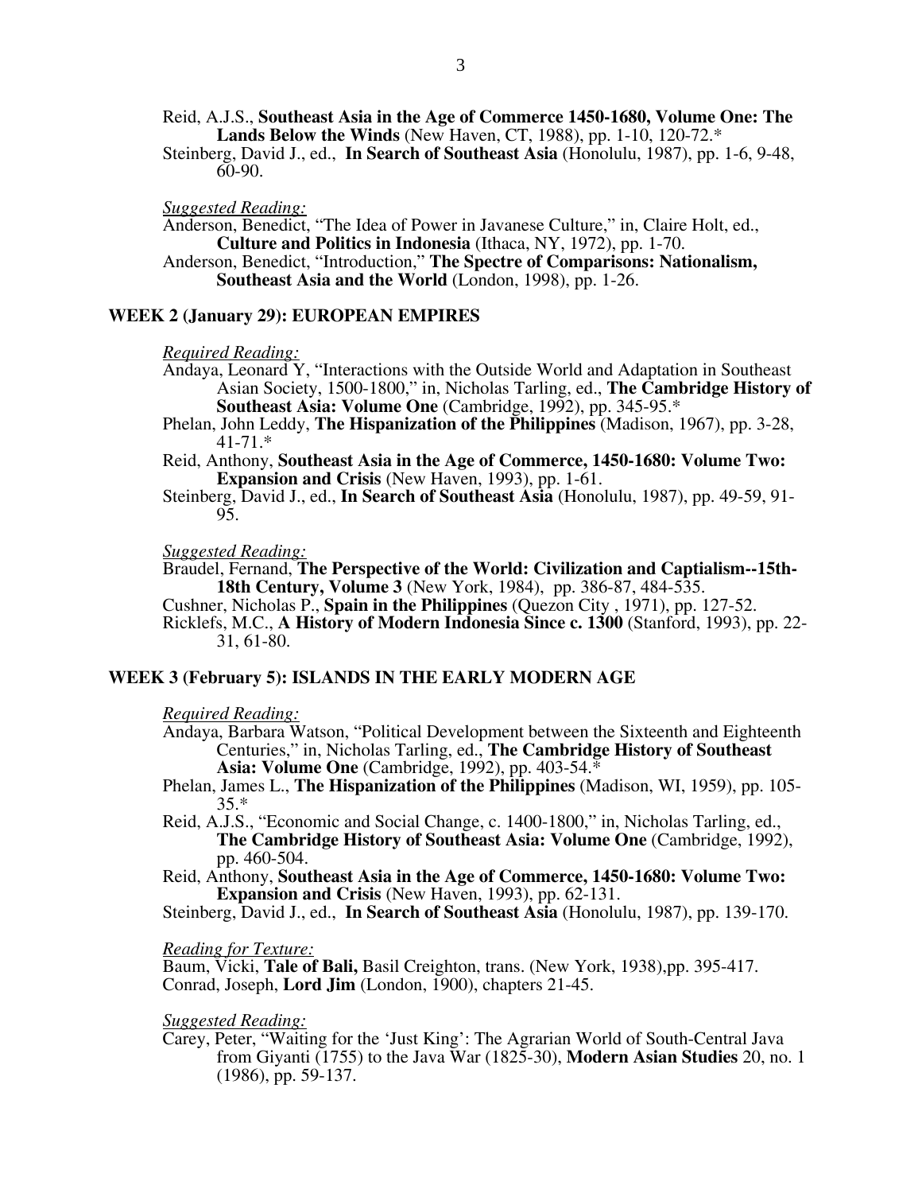Reid, A.J.S., **Southeast Asia in the Age of Commerce 1450-1680, Volume One: The Lands Below the Winds** (New Haven, CT, 1988), pp. 1-10, 120-72.*
Steinberg, David J., ed., **In Search of Southeast Asia** (Honolulu, 1987), pp. 1-6, 9-48, 60-90.

*Suggested Reading:*
Anderson, Benedict, "The Idea of Power in Javanese Culture," in, Claire Holt, ed., **Culture and Politics in Indonesia** (Ithaca, NY, 1972), pp. 1-70.
Anderson, Benedict, "Introduction," **The Spectre of Comparisons: Nationalism, Southeast Asia and the World** (London, 1998), pp. 1-26.

## WEEK 2 (January 29): EUROPEAN EMPIRES

*Required Reading:*
Andaya, Leonard Y, "Interactions with the Outside World and Adaptation in Southeast Asian Society, 1500-1800," in, Nicholas Tarling, ed., **The Cambridge History of Southeast Asia: Volume One** (Cambridge, 1992), pp. 345-95.*
Phelan, John Leddy, **The Hispanization of the Philippines** (Madison, 1967), pp. 3-28, 41-71.*
Reid, Anthony, **Southeast Asia in the Age of Commerce, 1450-1680: Volume Two: Expansion and Crisis** (New Haven, 1993), pp. 1-61.
Steinberg, David J., ed., **In Search of Southeast Asia** (Honolulu, 1987), pp. 49-59, 91-95.

*Suggested Reading:*
Braudel, Fernand, **The Perspective of the World: Civilization and Captialism--15th-18th Century, Volume 3** (New York, 1984), pp. 386-87, 484-535.
Cushner, Nicholas P., **Spain in the Philippines** (Quezon City , 1971), pp. 127-52.
Ricklefs, M.C., **A History of Modern Indonesia Since c. 1300** (Stanford, 1993), pp. 22-31, 61-80.

## WEEK 3 (February 5): ISLANDS IN THE EARLY MODERN AGE

*Required Reading:*
Andaya, Barbara Watson, "Political Development between the Sixteenth and Eighteenth Centuries," in, Nicholas Tarling, ed., **The Cambridge History of Southeast Asia: Volume One** (Cambridge, 1992), pp. 403-54.*
Phelan, James L., **The Hispanization of the Philippines** (Madison, WI, 1959), pp. 105-35.*
Reid, A.J.S., "Economic and Social Change, c. 1400-1800," in, Nicholas Tarling, ed., **The Cambridge History of Southeast Asia: Volume One** (Cambridge, 1992), pp. 460-504.
Reid, Anthony, **Southeast Asia in the Age of Commerce, 1450-1680: Volume Two: Expansion and Crisis** (New Haven, 1993), pp. 62-131.
Steinberg, David J., ed., **In Search of Southeast Asia** (Honolulu, 1987), pp. 139-170.

*Reading for Texture:*
Baum, Vicki, **Tale of Bali,** Basil Creighton, trans. (New York, 1938),pp. 395-417.
Conrad, Joseph, **Lord Jim** (London, 1900), chapters 21-45.

*Suggested Reading:*
Carey, Peter, "Waiting for the 'Just King': The Agrarian World of South-Central Java from Giyanti (1755) to the Java War (1825-30), **Modern Asian Studies** 20, no. 1 (1986), pp. 59-137.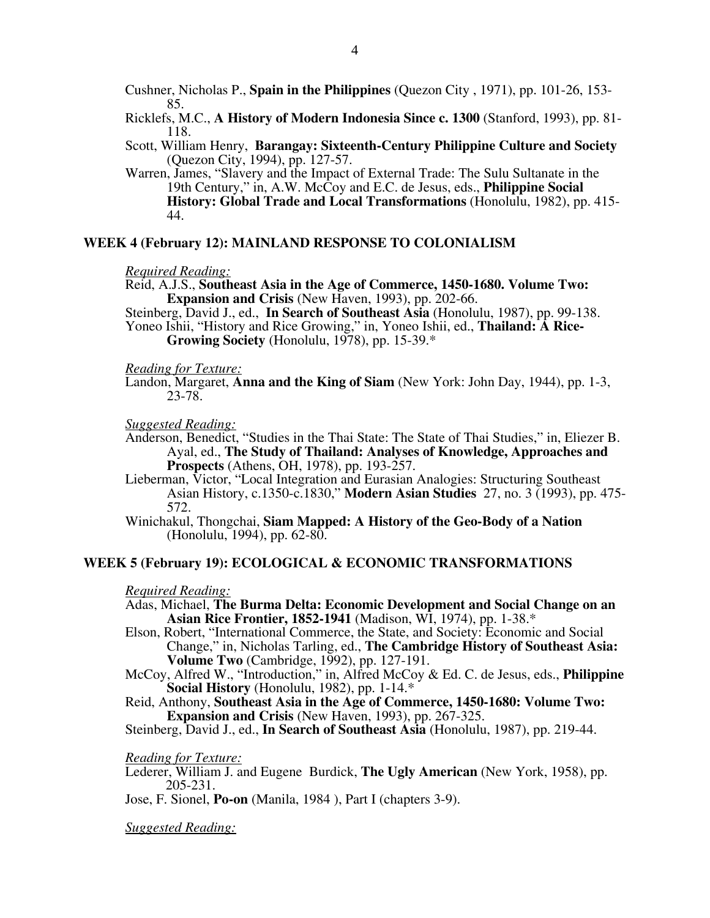Cushner, Nicholas P., **Spain in the Philippines** (Quezon City , 1971), pp. 101-26, 153-85.

Ricklefs, M.C., **A History of Modern Indonesia Since c. 1300** (Stanford, 1993), pp. 81-118.

Scott, William Henry, **Barangay: Sixteenth-Century Philippine Culture and Society** (Quezon City, 1994), pp. 127-57.

Warren, James, "Slavery and the Impact of External Trade: The Sulu Sultanate in the 19th Century," in, A.W. McCoy and E.C. de Jesus, eds., **Philippine Social History: Global Trade and Local Transformations** (Honolulu, 1982), pp. 415-44.

### WEEK 4 (February 12): MAINLAND RESPONSE TO COLONIALISM

*Required Reading:*

Reid, A.J.S., **Southeast Asia in the Age of Commerce, 1450-1680. Volume Two: Expansion and Crisis** (New Haven, 1993), pp. 202-66.

Steinberg, David J., ed., **In Search of Southeast Asia** (Honolulu, 1987), pp. 99-138.

Yoneo Ishii, "History and Rice Growing," in, Yoneo Ishii, ed., **Thailand: A Rice-Growing Society** (Honolulu, 1978), pp. 15-39.*

*Reading for Texture:*

Landon, Margaret, **Anna and the King of Siam** (New York: John Day, 1944), pp. 1-3, 23-78.

*Suggested Reading:*

Anderson, Benedict, "Studies in the Thai State: The State of Thai Studies," in, Eliezer B. Ayal, ed., **The Study of Thailand: Analyses of Knowledge, Approaches and Prospects** (Athens, OH, 1978), pp. 193-257.

Lieberman, Victor, "Local Integration and Eurasian Analogies: Structuring Southeast Asian History, c.1350-c.1830," **Modern Asian Studies** 27, no. 3 (1993), pp. 475-572.

Winichakul, Thongchai, **Siam Mapped: A History of the Geo-Body of a Nation** (Honolulu, 1994), pp. 62-80.

### WEEK 5 (February 19): ECOLOGICAL & ECONOMIC TRANSFORMATIONS

*Required Reading:*

Adas, Michael, **The Burma Delta: Economic Development and Social Change on an Asian Rice Frontier, 1852-1941** (Madison, WI, 1974), pp. 1-38.*

Elson, Robert, "International Commerce, the State, and Society: Economic and Social Change," in, Nicholas Tarling, ed., **The Cambridge History of Southeast Asia: Volume Two** (Cambridge, 1992), pp. 127-191.

McCoy, Alfred W., "Introduction," in, Alfred McCoy & Ed. C. de Jesus, eds., **Philippine Social History** (Honolulu, 1982), pp. 1-14.*

Reid, Anthony, **Southeast Asia in the Age of Commerce, 1450-1680: Volume Two: Expansion and Crisis** (New Haven, 1993), pp. 267-325.

Steinberg, David J., ed., **In Search of Southeast Asia** (Honolulu, 1987), pp. 219-44.

*Reading for Texture:*

Lederer, William J. and Eugene Burdick, **The Ugly American** (New York, 1958), pp. 205-231.

Jose, F. Sionel, **Po-on** (Manila, 1984 ), Part I (chapters 3-9).

*Suggested Reading:*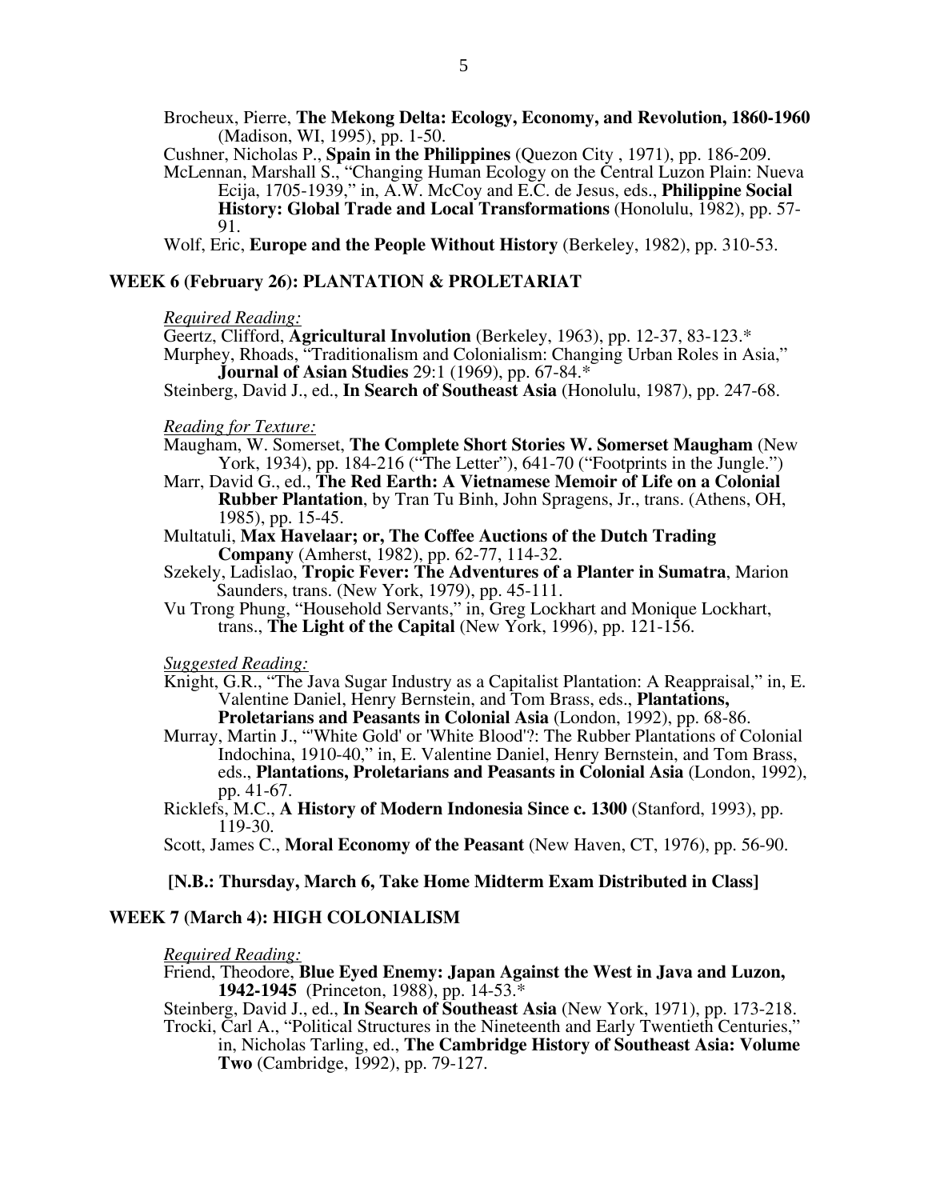Brocheux, Pierre, **The Mekong Delta: Ecology, Economy, and Revolution, 1860-1960** (Madison, WI, 1995), pp. 1-50.

Cushner, Nicholas P., **Spain in the Philippines** (Quezon City , 1971), pp. 186-209.

McLennan, Marshall S., "Changing Human Ecology on the Central Luzon Plain: Nueva Ecija, 1705-1939," in, A.W. McCoy and E.C. de Jesus, eds., **Philippine Social History: Global Trade and Local Transformations** (Honolulu, 1982), pp. 57-91.

Wolf, Eric, **Europe and the People Without History** (Berkeley, 1982), pp. 310-53.

## WEEK 6 (February 26): PLANTATION & PROLETARIAT

*Required Reading:*

Geertz, Clifford, **Agricultural Involution** (Berkeley, 1963), pp. 12-37, 83-123.*

Murphey, Rhoads, "Traditionalism and Colonialism: Changing Urban Roles in Asia," **Journal of Asian Studies** 29:1 (1969), pp. 67-84.*

Steinberg, David J., ed., **In Search of Southeast Asia** (Honolulu, 1987), pp. 247-68.

*Reading for Texture:*

Maugham, W. Somerset, **The Complete Short Stories W. Somerset Maugham** (New York, 1934), pp. 184-216 ("The Letter"), 641-70 ("Footprints in the Jungle.")

Marr, David G., ed., **The Red Earth: A Vietnamese Memoir of Life on a Colonial Rubber Plantation**, by Tran Tu Binh, John Spragens, Jr., trans. (Athens, OH, 1985), pp. 15-45.

Multatuli, **Max Havelaar; or, The Coffee Auctions of the Dutch Trading Company** (Amherst, 1982), pp. 62-77, 114-32.

Szekely, Ladislao, **Tropic Fever: The Adventures of a Planter in Sumatra**, Marion Saunders, trans. (New York, 1979), pp. 45-111.

Vu Trong Phung, "Household Servants," in, Greg Lockhart and Monique Lockhart, trans., **The Light of the Capital** (New York, 1996), pp. 121-156.

*Suggested Reading:*

Knight, G.R., "The Java Sugar Industry as a Capitalist Plantation: A Reappraisal," in, E. Valentine Daniel, Henry Bernstein, and Tom Brass, eds., **Plantations, Proletarians and Peasants in Colonial Asia** (London, 1992), pp. 68-86.

Murray, Martin J., "'White Gold' or 'White Blood'?: The Rubber Plantations of Colonial Indochina, 1910-40," in, E. Valentine Daniel, Henry Bernstein, and Tom Brass, eds., **Plantations, Proletarians and Peasants in Colonial Asia** (London, 1992), pp. 41-67.

Ricklefs, M.C., **A History of Modern Indonesia Since c. 1300** (Stanford, 1993), pp. 119-30.

Scott, James C., **Moral Economy of the Peasant** (New Haven, CT, 1976), pp. 56-90.

**[N.B.: Thursday, March 6, Take Home Midterm Exam Distributed in Class]**

## WEEK 7 (March 4): HIGH COLONIALISM

*Required Reading:*

Friend, Theodore, **Blue Eyed Enemy: Japan Against the West in Java and Luzon, 1942-1945** (Princeton, 1988), pp. 14-53.*

Steinberg, David J., ed., **In Search of Southeast Asia** (New York, 1971), pp. 173-218.

Trocki, Carl A., "Political Structures in the Nineteenth and Early Twentieth Centuries," in, Nicholas Tarling, ed., **The Cambridge History of Southeast Asia: Volume Two** (Cambridge, 1992), pp. 79-127.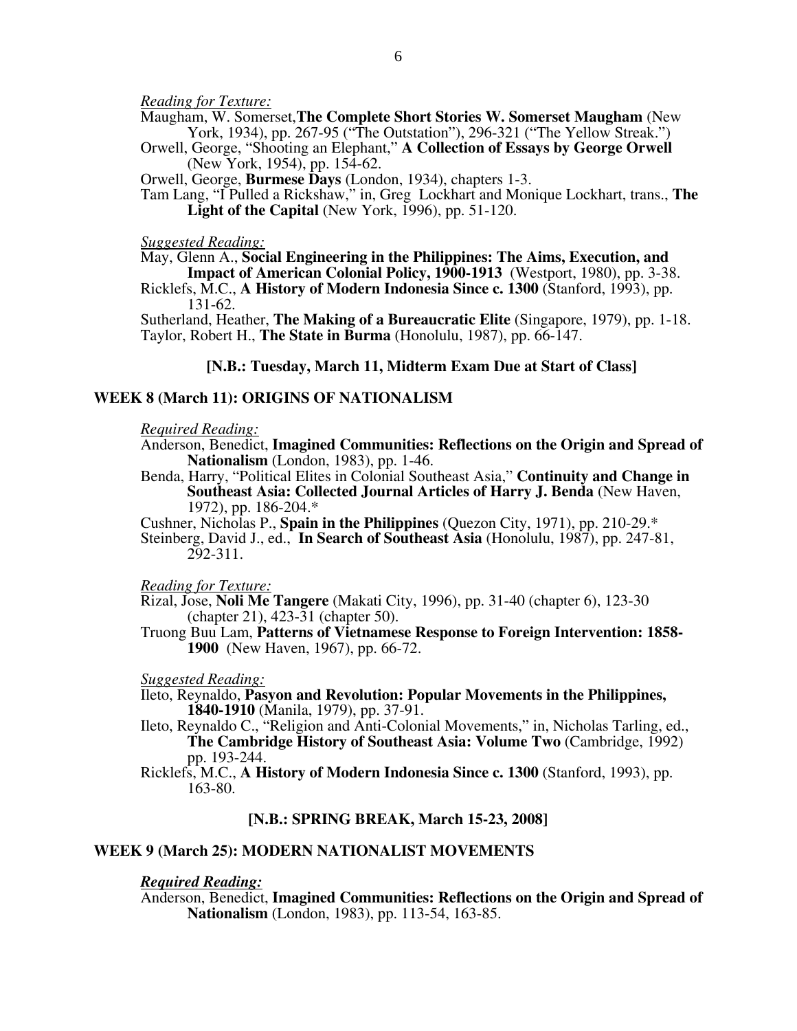*Reading for Texture:*

Maugham, W. Somerset,**The Complete Short Stories W. Somerset Maugham** (New York, 1934), pp. 267-95 ("The Outstation"), 296-321 ("The Yellow Streak.")

Orwell, George, "Shooting an Elephant," **A Collection of Essays by George Orwell** (New York, 1954), pp. 154-62.

Orwell, George, **Burmese Days** (London, 1934), chapters 1-3.

Tam Lang, "I Pulled a Rickshaw," in, Greg Lockhart and Monique Lockhart, trans., **The Light of the Capital** (New York, 1996), pp. 51-120.

*Suggested Reading:*

May, Glenn A., **Social Engineering in the Philippines: The Aims, Execution, and Impact of American Colonial Policy, 1900-1913** (Westport, 1980), pp. 3-38.

Ricklefs, M.C., **A History of Modern Indonesia Since c. 1300** (Stanford, 1993), pp. 131-62.

Sutherland, Heather, **The Making of a Bureaucratic Elite** (Singapore, 1979), pp. 1-18.

Taylor, Robert H., **The State in Burma** (Honolulu, 1987), pp. 66-147.

**[N.B.: Tuesday, March 11, Midterm Exam Due at Start of Class]**

## WEEK 8 (March 11): ORIGINS OF NATIONALISM

*Required Reading:*

Anderson, Benedict, **Imagined Communities: Reflections on the Origin and Spread of Nationalism** (London, 1983), pp. 1-46.

Benda, Harry, "Political Elites in Colonial Southeast Asia," **Continuity and Change in Southeast Asia: Collected Journal Articles of Harry J. Benda** (New Haven, 1972), pp. 186-204.*

Cushner, Nicholas P., **Spain in the Philippines** (Quezon City, 1971), pp. 210-29.*

Steinberg, David J., ed., **In Search of Southeast Asia** (Honolulu, 1987), pp. 247-81, 292-311.

*Reading for Texture:*

Rizal, Jose, **Noli Me Tangere** (Makati City, 1996), pp. 31-40 (chapter 6), 123-30 (chapter 21), 423-31 (chapter 50).

Truong Buu Lam, **Patterns of Vietnamese Response to Foreign Intervention: 1858-1900** (New Haven, 1967), pp. 66-72.

*Suggested Reading:*

Ileto, Reynaldo, **Pasyon and Revolution: Popular Movements in the Philippines, 1840-1910** (Manila, 1979), pp. 37-91.

Ileto, Reynaldo C., "Religion and Anti-Colonial Movements," in, Nicholas Tarling, ed., **The Cambridge History of Southeast Asia: Volume Two** (Cambridge, 1992) pp. 193-244.

Ricklefs, M.C., **A History of Modern Indonesia Since c. 1300** (Stanford, 1993), pp. 163-80.

**[N.B.: SPRING BREAK, March 15-23, 2008]**

## WEEK 9 (March 25): MODERN NATIONALIST MOVEMENTS

***Required Reading:***

Anderson, Benedict, **Imagined Communities: Reflections on the Origin and Spread of Nationalism** (London, 1983), pp. 113-54, 163-85.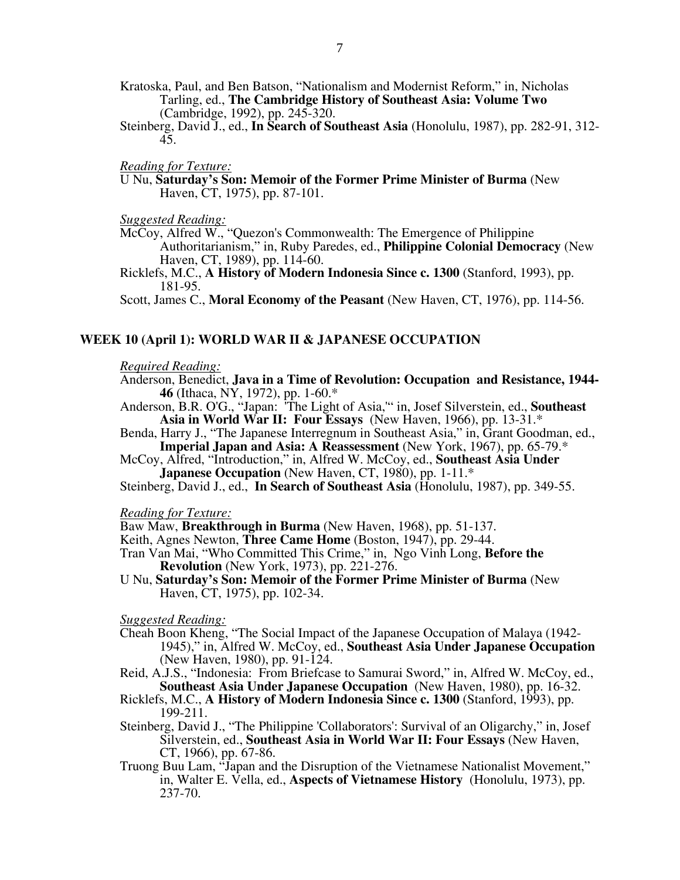Kratoska, Paul, and Ben Batson, "Nationalism and Modernist Reform," in, Nicholas Tarling, ed., **The Cambridge History of Southeast Asia: Volume Two** (Cambridge, 1992), pp. 245-320.

Steinberg, David J., ed., **In Search of Southeast Asia** (Honolulu, 1987), pp. 282-91, 312-45.

*Reading for Texture:*

U Nu, **Saturday's Son: Memoir of the Former Prime Minister of Burma** (New Haven, CT, 1975), pp. 87-101.

*Suggested Reading:*

McCoy, Alfred W., "Quezon's Commonwealth: The Emergence of Philippine Authoritarianism," in, Ruby Paredes, ed., **Philippine Colonial Democracy** (New Haven, CT, 1989), pp. 114-60.

Ricklefs, M.C., **A History of Modern Indonesia Since c. 1300** (Stanford, 1993), pp. 181-95.

Scott, James C., **Moral Economy of the Peasant** (New Haven, CT, 1976), pp. 114-56.

## WEEK 10 (April 1): WORLD WAR II & JAPANESE OCCUPATION

*Required Reading:*

Anderson, Benedict, **Java in a Time of Revolution: Occupation and Resistance, 1944-46** (Ithaca, NY, 1972), pp. 1-60.*

Anderson, B.R. O'G., "Japan: 'The Light of Asia,'" in, Josef Silverstein, ed., **Southeast Asia in World War II: Four Essays** (New Haven, 1966), pp. 13-31.*

Benda, Harry J., "The Japanese Interregnum in Southeast Asia," in, Grant Goodman, ed., **Imperial Japan and Asia: A Reassessment** (New York, 1967), pp. 65-79.*

McCoy, Alfred, "Introduction," in, Alfred W. McCoy, ed., **Southeast Asia Under Japanese Occupation** (New Haven, CT, 1980), pp. 1-11.*

Steinberg, David J., ed., **In Search of Southeast Asia** (Honolulu, 1987), pp. 349-55.

*Reading for Texture:*

Baw Maw, **Breakthrough in Burma** (New Haven, 1968), pp. 51-137.

Keith, Agnes Newton, **Three Came Home** (Boston, 1947), pp. 29-44.

Tran Van Mai, "Who Committed This Crime," in, Ngo Vinh Long, **Before the Revolution** (New York, 1973), pp. 221-276.

U Nu, **Saturday's Son: Memoir of the Former Prime Minister of Burma** (New Haven, CT, 1975), pp. 102-34.

*Suggested Reading:*

Cheah Boon Kheng, "The Social Impact of the Japanese Occupation of Malaya (1942-1945)," in, Alfred W. McCoy, ed., **Southeast Asia Under Japanese Occupation** (New Haven, 1980), pp. 91-124.

Reid, A.J.S., "Indonesia: From Briefcase to Samurai Sword," in, Alfred W. McCoy, ed., **Southeast Asia Under Japanese Occupation** (New Haven, 1980), pp. 16-32.

Ricklefs, M.C., **A History of Modern Indonesia Since c. 1300** (Stanford, 1993), pp. 199-211.

Steinberg, David J., "The Philippine 'Collaborators': Survival of an Oligarchy," in, Josef Silverstein, ed., **Southeast Asia in World War II: Four Essays** (New Haven, CT, 1966), pp. 67-86.

Truong Buu Lam, "Japan and the Disruption of the Vietnamese Nationalist Movement," in, Walter E. Vella, ed., **Aspects of Vietnamese History** (Honolulu, 1973), pp. 237-70.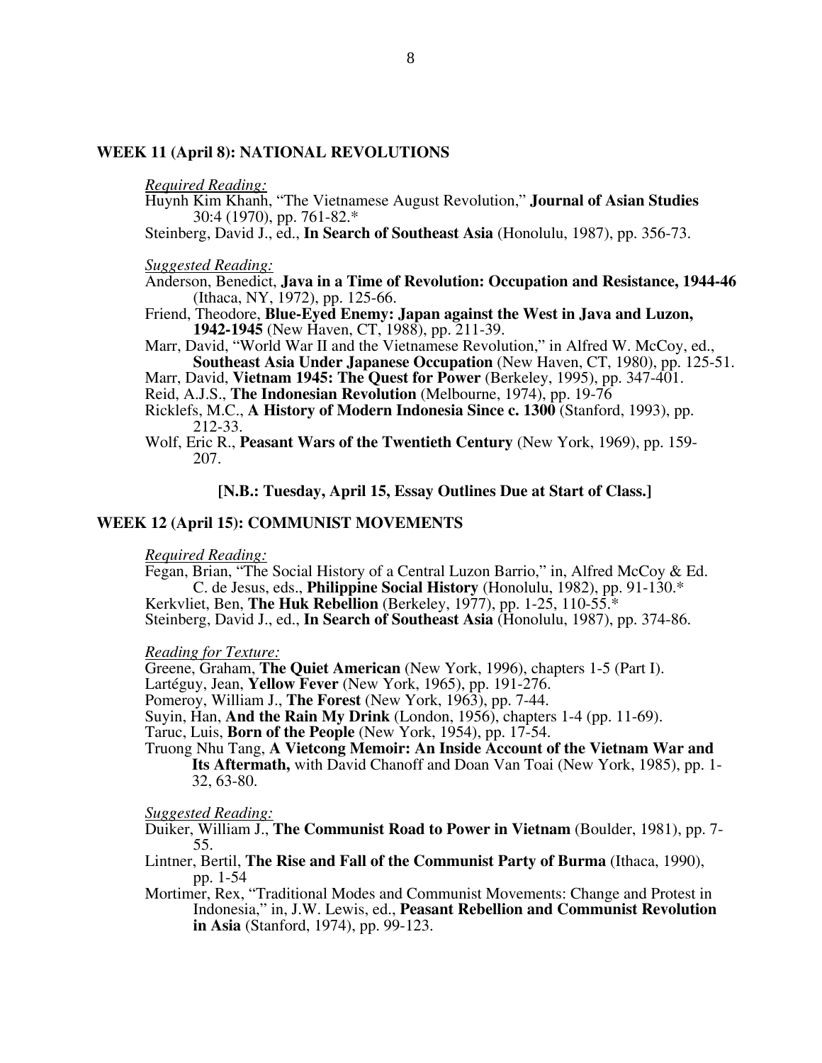## WEEK 11 (April 8): NATIONAL REVOLUTIONS

*Required Reading:*

Huynh Kim Khanh, "The Vietnamese August Revolution," **Journal of Asian Studies** 30:4 (1970), pp. 761-82.*

Steinberg, David J., ed., **In Search of Southeast Asia** (Honolulu, 1987), pp. 356-73.

*Suggested Reading:*

Anderson, Benedict, **Java in a Time of Revolution: Occupation and Resistance, 1944-46** (Ithaca, NY, 1972), pp. 125-66.

Friend, Theodore, **Blue-Eyed Enemy: Japan against the West in Java and Luzon, 1942-1945** (New Haven, CT, 1988), pp. 211-39.

Marr, David, "World War II and the Vietnamese Revolution," in Alfred W. McCoy, ed., **Southeast Asia Under Japanese Occupation** (New Haven, CT, 1980), pp. 125-51.

Marr, David, **Vietnam 1945: The Quest for Power** (Berkeley, 1995), pp. 347-401.

Reid, A.J.S., **The Indonesian Revolution** (Melbourne, 1974), pp. 19-76

Ricklefs, M.C., **A History of Modern Indonesia Since c. 1300** (Stanford, 1993), pp. 212-33.

Wolf, Eric R., **Peasant Wars of the Twentieth Century** (New York, 1969), pp. 159-207.

**[N.B.: Tuesday, April 15, Essay Outlines Due at Start of Class.]**

## WEEK 12 (April 15): COMMUNIST MOVEMENTS

*Required Reading:*

Fegan, Brian, "The Social History of a Central Luzon Barrio," in, Alfred McCoy & Ed. C. de Jesus, eds., **Philippine Social History** (Honolulu, 1982), pp. 91-130.*

Kerkvliet, Ben, **The Huk Rebellion** (Berkeley, 1977), pp. 1-25, 110-55.*

Steinberg, David J., ed., **In Search of Southeast Asia** (Honolulu, 1987), pp. 374-86.

*Reading for Texture:*

Greene, Graham, **The Quiet American** (New York, 1996), chapters 1-5 (Part I).

Lartéguy, Jean, **Yellow Fever** (New York, 1965), pp. 191-276.

Pomeroy, William J., **The Forest** (New York, 1963), pp. 7-44.

Suyin, Han, **And the Rain My Drink** (London, 1956), chapters 1-4 (pp. 11-69).

Taruc, Luis, **Born of the People** (New York, 1954), pp. 17-54.

Truong Nhu Tang, **A Vietcong Memoir: An Inside Account of the Vietnam War and Its Aftermath,** with David Chanoff and Doan Van Toai (New York, 1985), pp. 1-32, 63-80.

*Suggested Reading:*

Duiker, William J., **The Communist Road to Power in Vietnam** (Boulder, 1981), pp. 7-55.

Lintner, Bertil, **The Rise and Fall of the Communist Party of Burma** (Ithaca, 1990), pp. 1-54

Mortimer, Rex, "Traditional Modes and Communist Movements: Change and Protest in Indonesia," in, J.W. Lewis, ed., **Peasant Rebellion and Communist Revolution in Asia** (Stanford, 1974), pp. 99-123.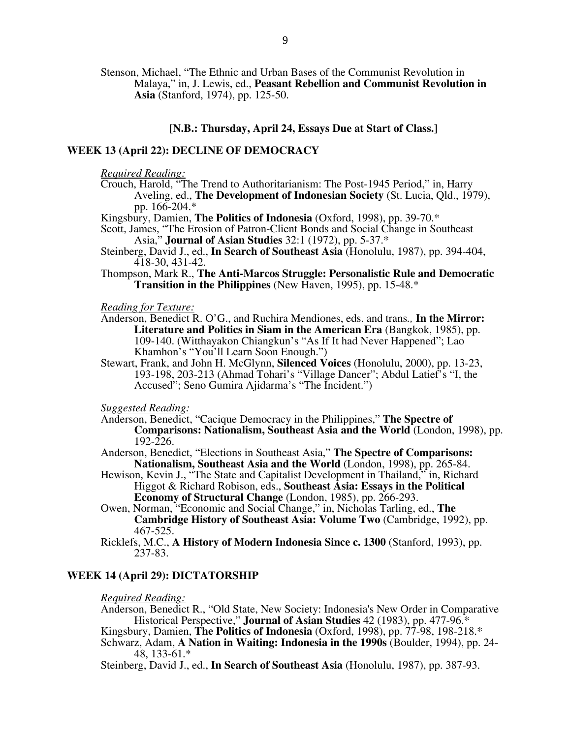Stenson, Michael, “The Ethnic and Urban Bases of the Communist Revolution in Malaya,” in, J. Lewis, ed., **Peasant Rebellion and Communist Revolution in Asia** (Stanford, 1974), pp. 125-50.

**[N.B.: Thursday, April 24, Essays Due at Start of Class.]**

### WEEK 13 (April 22): DECLINE OF DEMOCRACY

*Required Reading:*

Crouch, Harold, “The Trend to Authoritarianism: The Post-1945 Period,” in, Harry Aveling, ed., **The Development of Indonesian Society** (St. Lucia, Qld., 1979), pp. 166-204.*

Kingsbury, Damien, **The Politics of Indonesia** (Oxford, 1998), pp. 39-70.*

Scott, James, “The Erosion of Patron-Client Bonds and Social Change in Southeast Asia,” **Journal of Asian Studies** 32:1 (1972), pp. 5-37.*

Steinberg, David J., ed., **In Search of Southeast Asia** (Honolulu, 1987), pp. 394-404, 418-30, 431-42.

Thompson, Mark R., **The Anti-Marcos Struggle: Personalistic Rule and Democratic Transition in the Philippines** (New Haven, 1995), pp. 15-48.*

*Reading for Texture:*

Anderson, Benedict R. O’G., and Ruchira Mendiones, eds. and trans., **In the Mirror: Literature and Politics in Siam in the American Era** (Bangkok, 1985), pp. 109-140. (Witthayakon Chiangkun’s “As If It had Never Happened”; Lao Khamhon’s “You’ll Learn Soon Enough.”)

Stewart, Frank, and John H. McGlynn, **Silenced Voices** (Honolulu, 2000), pp. 13-23, 193-198, 203-213 (Ahmad Tohari’s “Village Dancer”; Abdul Latief’s “I, the Accused”; Seno Gumira Ajidarma’s “The Incident.”)

*Suggested Reading:*

Anderson, Benedict, “Cacique Democracy in the Philippines,” **The Spectre of Comparisons: Nationalism, Southeast Asia and the World** (London, 1998), pp. 192-226.

Anderson, Benedict, “Elections in Southeast Asia,” **The Spectre of Comparisons: Nationalism, Southeast Asia and the World** (London, 1998), pp. 265-84.

Hewison, Kevin J., “The State and Capitalist Development in Thailand,” in, Richard Higgot & Richard Robison, eds., **Southeast Asia: Essays in the Political Economy of Structural Change** (London, 1985), pp. 266-293.

Owen, Norman, “Economic and Social Change,” in, Nicholas Tarling, ed., **The Cambridge History of Southeast Asia: Volume Two** (Cambridge, 1992), pp. 467-525.

Ricklefs, M.C., **A History of Modern Indonesia Since c. 1300** (Stanford, 1993), pp. 237-83.

### WEEK 14 (April 29): DICTATORSHIP

*Required Reading:*

Anderson, Benedict R., “Old State, New Society: Indonesia's New Order in Comparative Historical Perspective,” **Journal of Asian Studies** 42 (1983), pp. 477-96.*

Kingsbury, Damien, **The Politics of Indonesia** (Oxford, 1998), pp. 77-98, 198-218.*

Schwarz, Adam, **A Nation in Waiting: Indonesia in the 1990s** (Boulder, 1994), pp. 24-48, 133-61.*

Steinberg, David J., ed., **In Search of Southeast Asia** (Honolulu, 1987), pp. 387-93.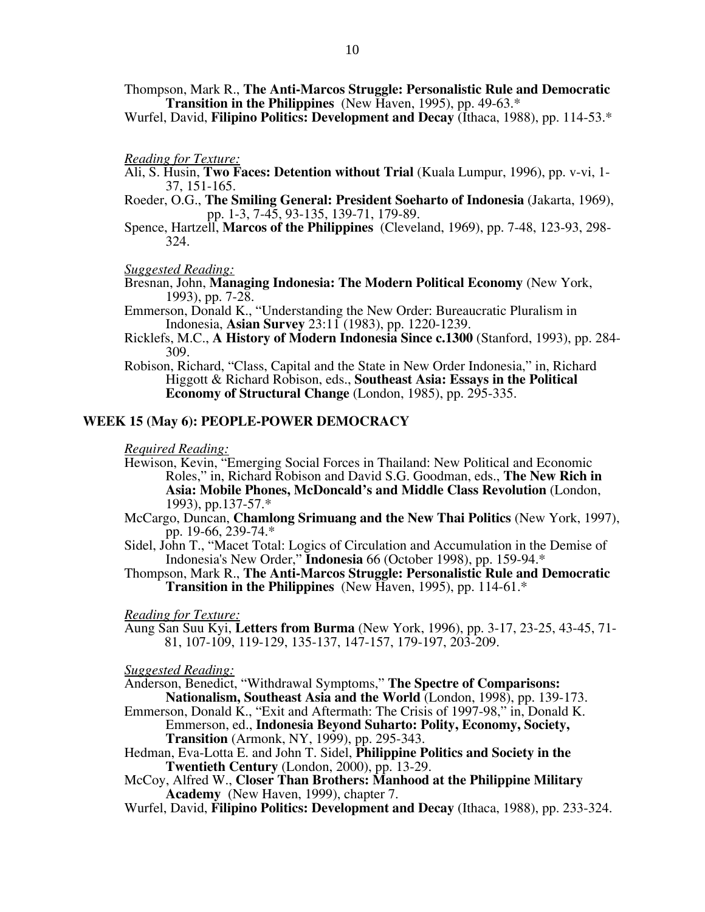Thompson, Mark R., **The Anti-Marcos Struggle: Personalistic Rule and Democratic Transition in the Philippines** (New Haven, 1995), pp. 49-63.*

Wurfel, David, **Filipino Politics: Development and Decay** (Ithaca, 1988), pp. 114-53.*

*Reading for Texture:*

Ali, S. Husin, **Two Faces: Detention without Trial** (Kuala Lumpur, 1996), pp. v-vi, 1-37, 151-165.

Roeder, O.G., **The Smiling General: President Soeharto of Indonesia** (Jakarta, 1969), pp. 1-3, 7-45, 93-135, 139-71, 179-89.

Spence, Hartzell, **Marcos of the Philippines** (Cleveland, 1969), pp. 7-48, 123-93, 298-324.

*Suggested Reading:*

Bresnan, John, **Managing Indonesia: The Modern Political Economy** (New York, 1993), pp. 7-28.

Emmerson, Donald K., "Understanding the New Order: Bureaucratic Pluralism in Indonesia, **Asian Survey** 23:11 (1983), pp. 1220-1239.

Ricklefs, M.C., **A History of Modern Indonesia Since c.1300** (Stanford, 1993), pp. 284-309.

Robison, Richard, "Class, Capital and the State in New Order Indonesia," in, Richard Higgott & Richard Robison, eds., **Southeast Asia: Essays in the Political Economy of Structural Change** (London, 1985), pp. 295-335.

## WEEK 15 (May 6): PEOPLE-POWER DEMOCRACY

*Required Reading:*

Hewison, Kevin, "Emerging Social Forces in Thailand: New Political and Economic Roles," in, Richard Robison and David S.G. Goodman, eds., **The New Rich in Asia: Mobile Phones, McDoncald's and Middle Class Revolution** (London, 1993), pp.137-57.*

McCargo, Duncan, **Chamlong Srimuang and the New Thai Politics** (New York, 1997), pp. 19-66, 239-74.*

Sidel, John T., "Macet Total: Logics of Circulation and Accumulation in the Demise of Indonesia's New Order," **Indonesia** 66 (October 1998), pp. 159-94.*

Thompson, Mark R., **The Anti-Marcos Struggle: Personalistic Rule and Democratic Transition in the Philippines** (New Haven, 1995), pp. 114-61.*

*Reading for Texture:*

Aung San Suu Kyi, **Letters from Burma** (New York, 1996), pp. 3-17, 23-25, 43-45, 71-81, 107-109, 119-129, 135-137, 147-157, 179-197, 203-209.

*Suggested Reading:*

Anderson, Benedict, "Withdrawal Symptoms," **The Spectre of Comparisons: Nationalism, Southeast Asia and the World** (London, 1998), pp. 139-173.

Emmerson, Donald K., "Exit and Aftermath: The Crisis of 1997-98," in, Donald K. Emmerson, ed., **Indonesia Beyond Suharto: Polity, Economy, Society, Transition** (Armonk, NY, 1999), pp. 295-343.

Hedman, Eva-Lotta E. and John T. Sidel, **Philippine Politics and Society in the Twentieth Century** (London, 2000), pp. 13-29.

McCoy, Alfred W., **Closer Than Brothers: Manhood at the Philippine Military Academy** (New Haven, 1999), chapter 7.

Wurfel, David, **Filipino Politics: Development and Decay** (Ithaca, 1988), pp. 233-324.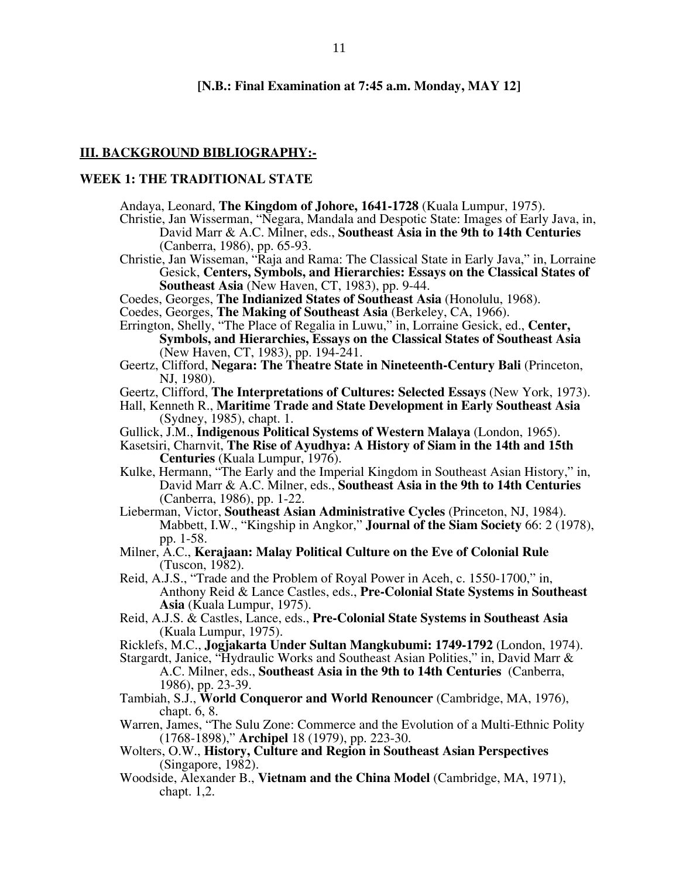**[N.B.: Final Examination at 7:45 a.m. Monday, MAY 12]**

## III. BACKGROUND BIBLIOGRAPHY:-

### WEEK 1: THE TRADITIONAL STATE

Andaya, Leonard, **The Kingdom of Johore, 1641-1728** (Kuala Lumpur, 1975).

Christie, Jan Wisserman, "Negara, Mandala and Despotic State: Images of Early Java, in, David Marr & A.C. Milner, eds., **Southeast Asia in the 9th to 14th Centuries** (Canberra, 1986), pp. 65-93.

Christie, Jan Wisseman, "Raja and Rama: The Classical State in Early Java," in, Lorraine Gesick, **Centers, Symbols, and Hierarchies: Essays on the Classical States of Southeast Asia** (New Haven, CT, 1983), pp. 9-44.

Coedes, Georges, **The Indianized States of Southeast Asia** (Honolulu, 1968).

Coedes, Georges, **The Making of Southeast Asia** (Berkeley, CA, 1966).

Errington, Shelly, "The Place of Regalia in Luwu," in, Lorraine Gesick, ed., **Center, Symbols, and Hierarchies, Essays on the Classical States of Southeast Asia** (New Haven, CT, 1983), pp. 194-241.

Geertz, Clifford, **Negara: The Theatre State in Nineteenth-Century Bali** (Princeton, NJ, 1980).

Geertz, Clifford, **The Interpretations of Cultures: Selected Essays** (New York, 1973).

Hall, Kenneth R., **Maritime Trade and State Development in Early Southeast Asia** (Sydney, 1985), chapt. 1.

Gullick, J.M., **Indigenous Political Systems of Western Malaya** (London, 1965).

Kasetsiri, Charnvit, **The Rise of Ayudhya: A History of Siam in the 14th and 15th Centuries** (Kuala Lumpur, 1976).

Kulke, Hermann, "The Early and the Imperial Kingdom in Southeast Asian History," in, David Marr & A.C. Milner, eds., **Southeast Asia in the 9th to 14th Centuries** (Canberra, 1986), pp. 1-22.

Lieberman, Victor, **Southeast Asian Administrative Cycles** (Princeton, NJ, 1984). Mabbett, I.W., "Kingship in Angkor," **Journal of the Siam Society** 66: 2 (1978), pp. 1-58.

Milner, A.C., **Kerajaan: Malay Political Culture on the Eve of Colonial Rule** (Tuscon, 1982).

Reid, A.J.S., "Trade and the Problem of Royal Power in Aceh, c. 1550-1700," in, Anthony Reid & Lance Castles, eds., **Pre-Colonial State Systems in Southeast Asia** (Kuala Lumpur, 1975).

Reid, A.J.S. & Castles, Lance, eds., **Pre-Colonial State Systems in Southeast Asia** (Kuala Lumpur, 1975).

Ricklefs, M.C., **Jogjakarta Under Sultan Mangkubumi: 1749-1792** (London, 1974).

Stargardt, Janice, "Hydraulic Works and Southeast Asian Polities," in, David Marr & A.C. Milner, eds., **Southeast Asia in the 9th to 14th Centuries** (Canberra, 1986), pp. 23-39.

Tambiah, S.J., **World Conqueror and World Renouncer** (Cambridge, MA, 1976), chapt. 6, 8.

Warren, James, "The Sulu Zone: Commerce and the Evolution of a Multi-Ethnic Polity (1768-1898)," **Archipel** 18 (1979), pp. 223-30.

Wolters, O.W., **History, Culture and Region in Southeast Asian Perspectives** (Singapore, 1982).

Woodside, Alexander B., **Vietnam and the China Model** (Cambridge, MA, 1971), chapt. 1,2.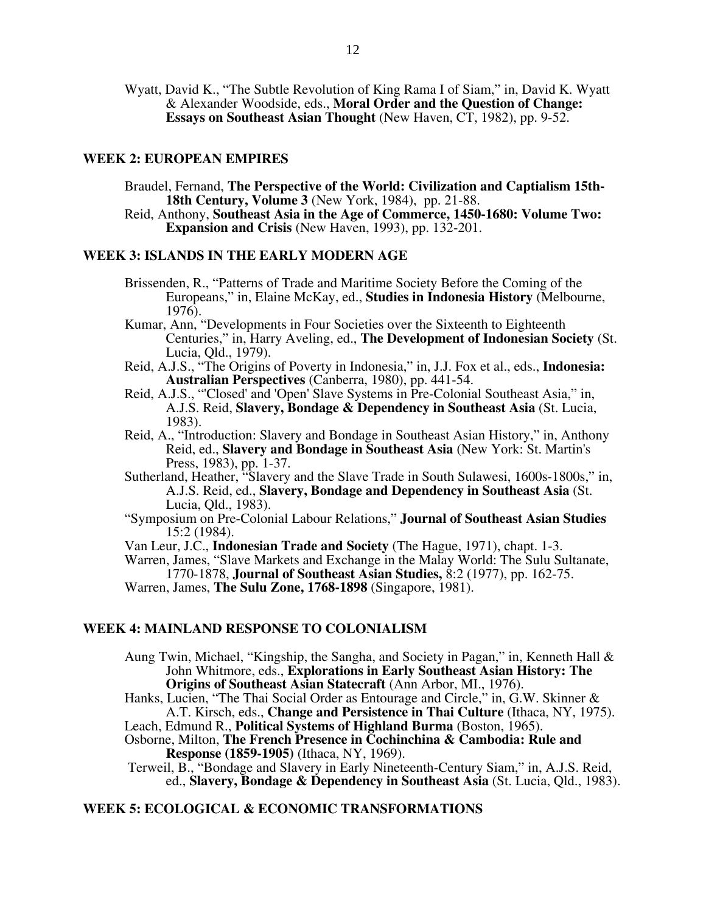Wyatt, David K., "The Subtle Revolution of King Rama I of Siam," in, David K. Wyatt & Alexander Woodside, eds., **Moral Order and the Question of Change: Essays on Southeast Asian Thought** (New Haven, CT, 1982), pp. 9-52.

## WEEK 2: EUROPEAN EMPIRES

Braudel, Fernand, **The Perspective of the World: Civilization and Captialism 15th-18th Century, Volume 3** (New York, 1984), pp. 21-88.

Reid, Anthony, **Southeast Asia in the Age of Commerce, 1450-1680: Volume Two: Expansion and Crisis** (New Haven, 1993), pp. 132-201.

## WEEK 3: ISLANDS IN THE EARLY MODERN AGE

Brissenden, R., "Patterns of Trade and Maritime Society Before the Coming of the Europeans," in, Elaine McKay, ed., **Studies in Indonesia History** (Melbourne, 1976).

Kumar, Ann, "Developments in Four Societies over the Sixteenth to Eighteenth Centuries," in, Harry Aveling, ed., **The Development of Indonesian Society** (St. Lucia, Qld., 1979).

Reid, A.J.S., "The Origins of Poverty in Indonesia," in, J.J. Fox et al., eds., **Indonesia: Australian Perspectives** (Canberra, 1980), pp. 441-54.

Reid, A.J.S., "'Closed' and 'Open' Slave Systems in Pre-Colonial Southeast Asia," in, A.J.S. Reid, **Slavery, Bondage & Dependency in Southeast Asia** (St. Lucia, 1983).

Reid, A., "Introduction: Slavery and Bondage in Southeast Asian History," in, Anthony Reid, ed., **Slavery and Bondage in Southeast Asia** (New York: St. Martin's Press, 1983), pp. 1-37.

Sutherland, Heather, "Slavery and the Slave Trade in South Sulawesi, 1600s-1800s," in, A.J.S. Reid, ed., **Slavery, Bondage and Dependency in Southeast Asia** (St. Lucia, Qld., 1983).

"Symposium on Pre-Colonial Labour Relations," **Journal of Southeast Asian Studies** 15:2 (1984).

Van Leur, J.C., **Indonesian Trade and Society** (The Hague, 1971), chapt. 1-3.

Warren, James, "Slave Markets and Exchange in the Malay World: The Sulu Sultanate, 1770-1878, **Journal of Southeast Asian Studies,** 8:2 (1977), pp. 162-75.

Warren, James, **The Sulu Zone, 1768-1898** (Singapore, 1981).

## WEEK 4: MAINLAND RESPONSE TO COLONIALISM

Aung Twin, Michael, "Kingship, the Sangha, and Society in Pagan," in, Kenneth Hall & John Whitmore, eds., **Explorations in Early Southeast Asian History: The Origins of Southeast Asian Statecraft** (Ann Arbor, MI., 1976).

Hanks, Lucien, "The Thai Social Order as Entourage and Circle," in, G.W. Skinner & A.T. Kirsch, eds., **Change and Persistence in Thai Culture** (Ithaca, NY, 1975).

Leach, Edmund R., **Political Systems of Highland Burma** (Boston, 1965).

Osborne, Milton, **The French Presence in Cochinchina & Cambodia: Rule and Response (1859-1905)** (Ithaca, NY, 1969).

Terweil, B., "Bondage and Slavery in Early Nineteenth-Century Siam," in, A.J.S. Reid, ed., **Slavery, Bondage & Dependency in Southeast Asia** (St. Lucia, Qld., 1983).

## WEEK 5: ECOLOGICAL & ECONOMIC TRANSFORMATIONS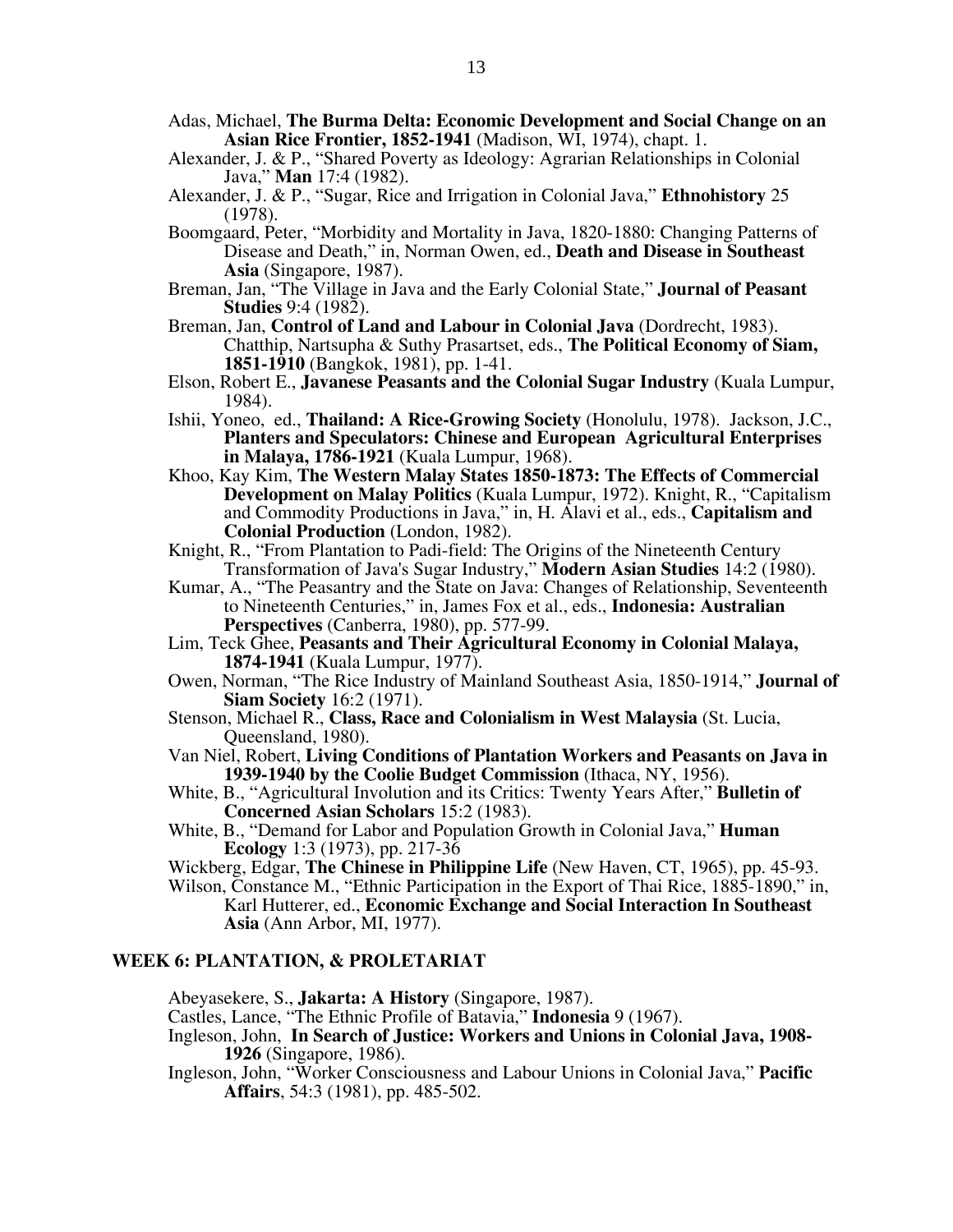Adas, Michael, **The Burma Delta: Economic Development and Social Change on an Asian Rice Frontier, 1852-1941** (Madison, WI, 1974), chapt. 1.

Alexander, J. & P., "Shared Poverty as Ideology: Agrarian Relationships in Colonial Java," **Man** 17:4 (1982).

Alexander, J. & P., "Sugar, Rice and Irrigation in Colonial Java," **Ethnohistory** 25 (1978).

Boomgaard, Peter, "Morbidity and Mortality in Java, 1820-1880: Changing Patterns of Disease and Death," in, Norman Owen, ed., **Death and Disease in Southeast Asia** (Singapore, 1987).

Breman, Jan, "The Village in Java and the Early Colonial State," **Journal of Peasant Studies** 9:4 (1982).

Breman, Jan, **Control of Land and Labour in Colonial Java** (Dordrecht, 1983). Chatthip, Nartsupha & Suthy Prasartset, eds., **The Political Economy of Siam, 1851-1910** (Bangkok, 1981), pp. 1-41.

Elson, Robert E., **Javanese Peasants and the Colonial Sugar Industry** (Kuala Lumpur, 1984).

Ishii, Yoneo, ed., **Thailand: A Rice-Growing Society** (Honolulu, 1978). Jackson, J.C., **Planters and Speculators: Chinese and European Agricultural Enterprises in Malaya, 1786-1921** (Kuala Lumpur, 1968).

Khoo, Kay Kim, **The Western Malay States 1850-1873: The Effects of Commercial Development on Malay Politics** (Kuala Lumpur, 1972). Knight, R., "Capitalism and Commodity Productions in Java," in, H. Alavi et al., eds., **Capitalism and Colonial Production** (London, 1982).

Knight, R., "From Plantation to Padi-field: The Origins of the Nineteenth Century Transformation of Java's Sugar Industry," **Modern Asian Studies** 14:2 (1980).

Kumar, A., "The Peasantry and the State on Java: Changes of Relationship, Seventeenth to Nineteenth Centuries," in, James Fox et al., eds., **Indonesia: Australian Perspectives** (Canberra, 1980), pp. 577-99.

Lim, Teck Ghee, **Peasants and Their Agricultural Economy in Colonial Malaya, 1874-1941** (Kuala Lumpur, 1977).

Owen, Norman, "The Rice Industry of Mainland Southeast Asia, 1850-1914," **Journal of Siam Society** 16:2 (1971).

Stenson, Michael R., **Class, Race and Colonialism in West Malaysia** (St. Lucia, Queensland, 1980).

Van Niel, Robert, **Living Conditions of Plantation Workers and Peasants on Java in 1939-1940 by the Coolie Budget Commission** (Ithaca, NY, 1956).

White, B., "Agricultural Involution and its Critics: Twenty Years After," **Bulletin of Concerned Asian Scholars** 15:2 (1983).

White, B., "Demand for Labor and Population Growth in Colonial Java," **Human Ecology** 1:3 (1973), pp. 217-36

Wickberg, Edgar, **The Chinese in Philippine Life** (New Haven, CT, 1965), pp. 45-93.

Wilson, Constance M., "Ethnic Participation in the Export of Thai Rice, 1885-1890," in, Karl Hutterer, ed., **Economic Exchange and Social Interaction In Southeast Asia** (Ann Arbor, MI, 1977).

## WEEK 6: PLANTATION, & PROLETARIAT

Abeyasekere, S., **Jakarta: A History** (Singapore, 1987).

Castles, Lance, "The Ethnic Profile of Batavia," **Indonesia** 9 (1967).

Ingleson, John, **In Search of Justice: Workers and Unions in Colonial Java, 1908-1926** (Singapore, 1986).

Ingleson, John, "Worker Consciousness and Labour Unions in Colonial Java," **Pacific Affairs**, 54:3 (1981), pp. 485-502.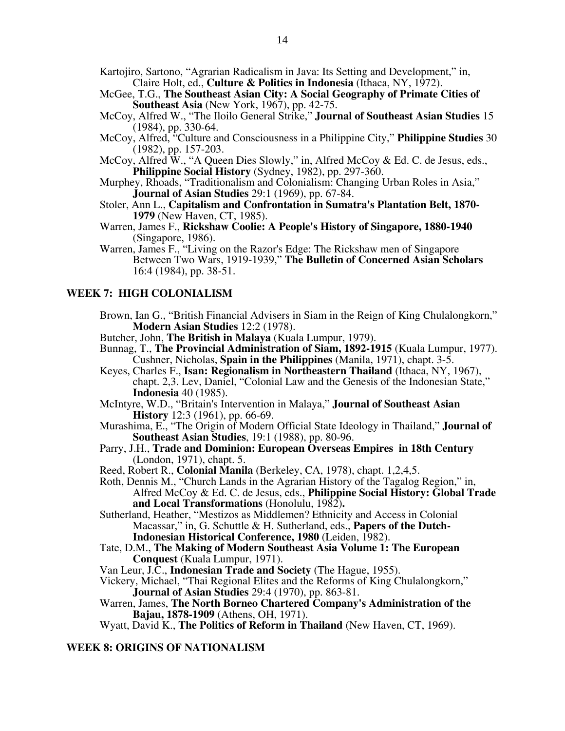Kartojiro, Sartono, "Agrarian Radicalism in Java: Its Setting and Development," in, Claire Holt, ed., **Culture & Politics in Indonesia** (Ithaca, NY, 1972).

McGee, T.G., **The Southeast Asian City: A Social Geography of Primate Cities of Southeast Asia** (New York, 1967), pp. 42-75.

McCoy, Alfred W., "The Iloilo General Strike," **Journal of Southeast Asian Studies** 15 (1984), pp. 330-64.

McCoy, Alfred, "Culture and Consciousness in a Philippine City," **Philippine Studies** 30 (1982), pp. 157-203.

McCoy, Alfred W., "A Queen Dies Slowly," in, Alfred McCoy & Ed. C. de Jesus, eds., **Philippine Social History** (Sydney, 1982), pp. 297-360.

Murphey, Rhoads, "Traditionalism and Colonialism: Changing Urban Roles in Asia," **Journal of Asian Studies** 29:1 (1969), pp. 67-84.

Stoler, Ann L., **Capitalism and Confrontation in Sumatra's Plantation Belt, 1870-1979** (New Haven, CT, 1985).

Warren, James F., **Rickshaw Coolie: A People's History of Singapore, 1880-1940** (Singapore, 1986).

Warren, James F., "Living on the Razor's Edge: The Rickshaw men of Singapore Between Two Wars, 1919-1939," **The Bulletin of Concerned Asian Scholars** 16:4 (1984), pp. 38-51.

## WEEK 7: HIGH COLONIALISM

Brown, Ian G., "British Financial Advisers in Siam in the Reign of King Chulalongkorn," **Modern Asian Studies** 12:2 (1978).

Butcher, John, **The British in Malaya** (Kuala Lumpur, 1979).

Bunnag, T., **The Provincial Administration of Siam, 1892-1915** (Kuala Lumpur, 1977). Cushner, Nicholas, **Spain in the Philippines** (Manila, 1971), chapt. 3-5.

Keyes, Charles F., **Isan: Regionalism in Northeastern Thailand** (Ithaca, NY, 1967), chapt. 2,3. Lev, Daniel, "Colonial Law and the Genesis of the Indonesian State," **Indonesia** 40 (1985).

McIntyre, W.D., "Britain's Intervention in Malaya," **Journal of Southeast Asian History** 12:3 (1961), pp. 66-69.

Murashima, E., "The Origin of Modern Official State Ideology in Thailand," **Journal of Southeast Asian Studies**, 19:1 (1988), pp. 80-96.

Parry, J.H., **Trade and Dominion: European Overseas Empires in 18th Century** (London, 1971), chapt. 5.

Reed, Robert R., **Colonial Manila** (Berkeley, CA, 1978), chapt. 1,2,4,5.

Roth, Dennis M., "Church Lands in the Agrarian History of the Tagalog Region," in, Alfred McCoy & Ed. C. de Jesus, eds., **Philippine Social History: Global Trade and Local Transformations** (Honolulu, 1982)**.**

Sutherland, Heather, "Mestizos as Middlemen? Ethnicity and Access in Colonial Macassar," in, G. Schuttle & H. Sutherland, eds., **Papers of the Dutch-Indonesian Historical Conference, 1980** (Leiden, 1982).

Tate, D.M., **The Making of Modern Southeast Asia Volume 1: The European Conquest** (Kuala Lumpur, 1971).

Van Leur, J.C., **Indonesian Trade and Society** (The Hague, 1955).

Vickery, Michael, "Thai Regional Elites and the Reforms of King Chulalongkorn," **Journal of Asian Studies** 29:4 (1970), pp. 863-81.

Warren, James, **The North Borneo Chartered Company's Administration of the Bajau, 1878-1909** (Athens, OH, 1971).

Wyatt, David K., **The Politics of Reform in Thailand** (New Haven, CT, 1969).

## WEEK 8: ORIGINS OF NATIONALISM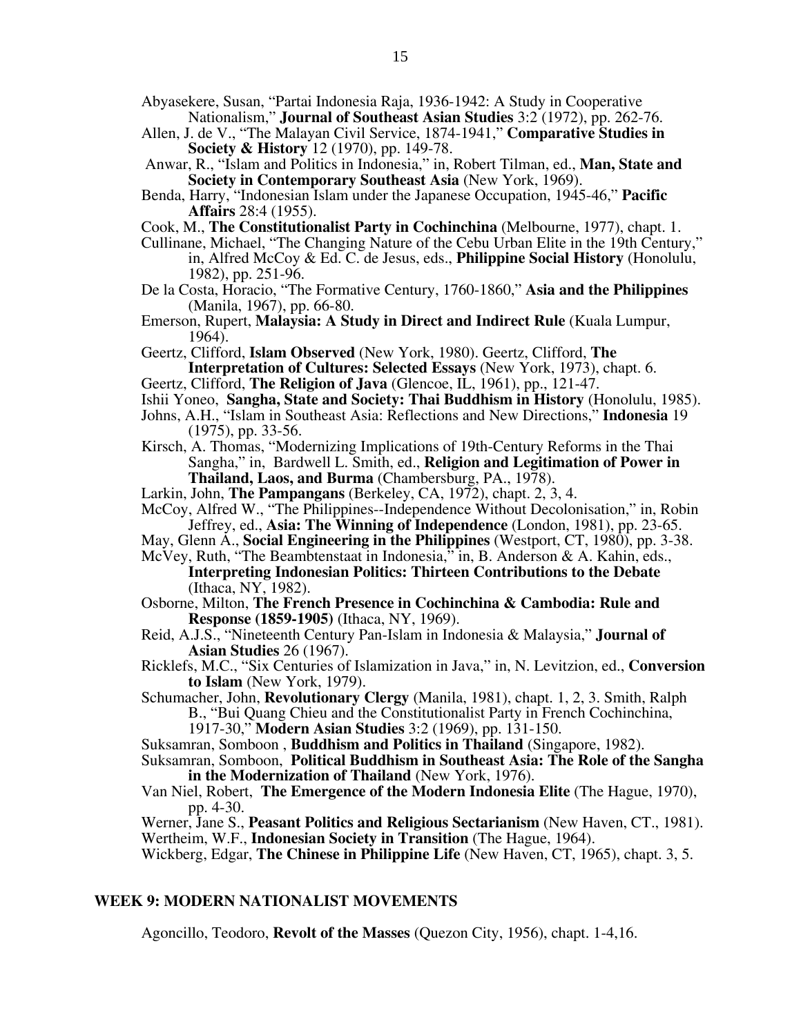Abyasekere, Susan, "Partai Indonesia Raja, 1936-1942: A Study in Cooperative Nationalism," **Journal of Southeast Asian Studies** 3:2 (1972), pp. 262-76.

Allen, J. de V., "The Malayan Civil Service, 1874-1941," **Comparative Studies in Society & History** 12 (1970), pp. 149-78.

Anwar, R., "Islam and Politics in Indonesia," in, Robert Tilman, ed., **Man, State and Society in Contemporary Southeast Asia** (New York, 1969).

Benda, Harry, "Indonesian Islam under the Japanese Occupation, 1945-46," **Pacific Affairs** 28:4 (1955).

Cook, M., **The Constitutionalist Party in Cochinchina** (Melbourne, 1977), chapt. 1.

Cullinane, Michael, "The Changing Nature of the Cebu Urban Elite in the 19th Century," in, Alfred McCoy & Ed. C. de Jesus, eds., **Philippine Social History** (Honolulu, 1982), pp. 251-96.

De la Costa, Horacio, "The Formative Century, 1760-1860," **Asia and the Philippines** (Manila, 1967), pp. 66-80.

Emerson, Rupert, **Malaysia: A Study in Direct and Indirect Rule** (Kuala Lumpur, 1964).

Geertz, Clifford, **Islam Observed** (New York, 1980). Geertz, Clifford, **The Interpretation of Cultures: Selected Essays** (New York, 1973), chapt. 6.

Geertz, Clifford, **The Religion of Java** (Glencoe, IL, 1961), pp., 121-47.

Ishii Yoneo, **Sangha, State and Society: Thai Buddhism in History** (Honolulu, 1985).

Johns, A.H., "Islam in Southeast Asia: Reflections and New Directions," **Indonesia** 19 (1975), pp. 33-56.

Kirsch, A. Thomas, "Modernizing Implications of 19th-Century Reforms in the Thai Sangha," in, Bardwell L. Smith, ed., **Religion and Legitimation of Power in Thailand, Laos, and Burma** (Chambersburg, PA., 1978).

Larkin, John, **The Pampangans** (Berkeley, CA, 1972), chapt. 2, 3, 4.

McCoy, Alfred W., "The Philippines--Independence Without Decolonisation," in, Robin Jeffrey, ed., **Asia: The Winning of Independence** (London, 1981), pp. 23-65.

May, Glenn A., **Social Engineering in the Philippines** (Westport, CT, 1980), pp. 3-38.

McVey, Ruth, "The Beambtenstaat in Indonesia," in, B. Anderson & A. Kahin, eds., **Interpreting Indonesian Politics: Thirteen Contributions to the Debate** (Ithaca, NY, 1982).

Osborne, Milton, **The French Presence in Cochinchina & Cambodia: Rule and Response (1859-1905)** (Ithaca, NY, 1969).

Reid, A.J.S., "Nineteenth Century Pan-Islam in Indonesia & Malaysia," **Journal of Asian Studies** 26 (1967).

Ricklefs, M.C., "Six Centuries of Islamization in Java," in, N. Levitzion, ed., **Conversion to Islam** (New York, 1979).

Schumacher, John, **Revolutionary Clergy** (Manila, 1981), chapt. 1, 2, 3. Smith, Ralph B., "Bui Quang Chieu and the Constitutionalist Party in French Cochinchina, 1917-30," **Modern Asian Studies** 3:2 (1969), pp. 131-150.

Suksamran, Somboon , **Buddhism and Politics in Thailand** (Singapore, 1982).

Suksamran, Somboon, **Political Buddhism in Southeast Asia: The Role of the Sangha in the Modernization of Thailand** (New York, 1976).

Van Niel, Robert, **The Emergence of the Modern Indonesia Elite** (The Hague, 1970), pp. 4-30.

Werner, Jane S., **Peasant Politics and Religious Sectarianism** (New Haven, CT., 1981).

Wertheim, W.F., **Indonesian Society in Transition** (The Hague, 1964).

Wickberg, Edgar, **The Chinese in Philippine Life** (New Haven, CT, 1965), chapt. 3, 5.

## WEEK 9: MODERN NATIONALIST MOVEMENTS

Agoncillo, Teodoro, **Revolt of the Masses** (Quezon City, 1956), chapt. 1-4,16.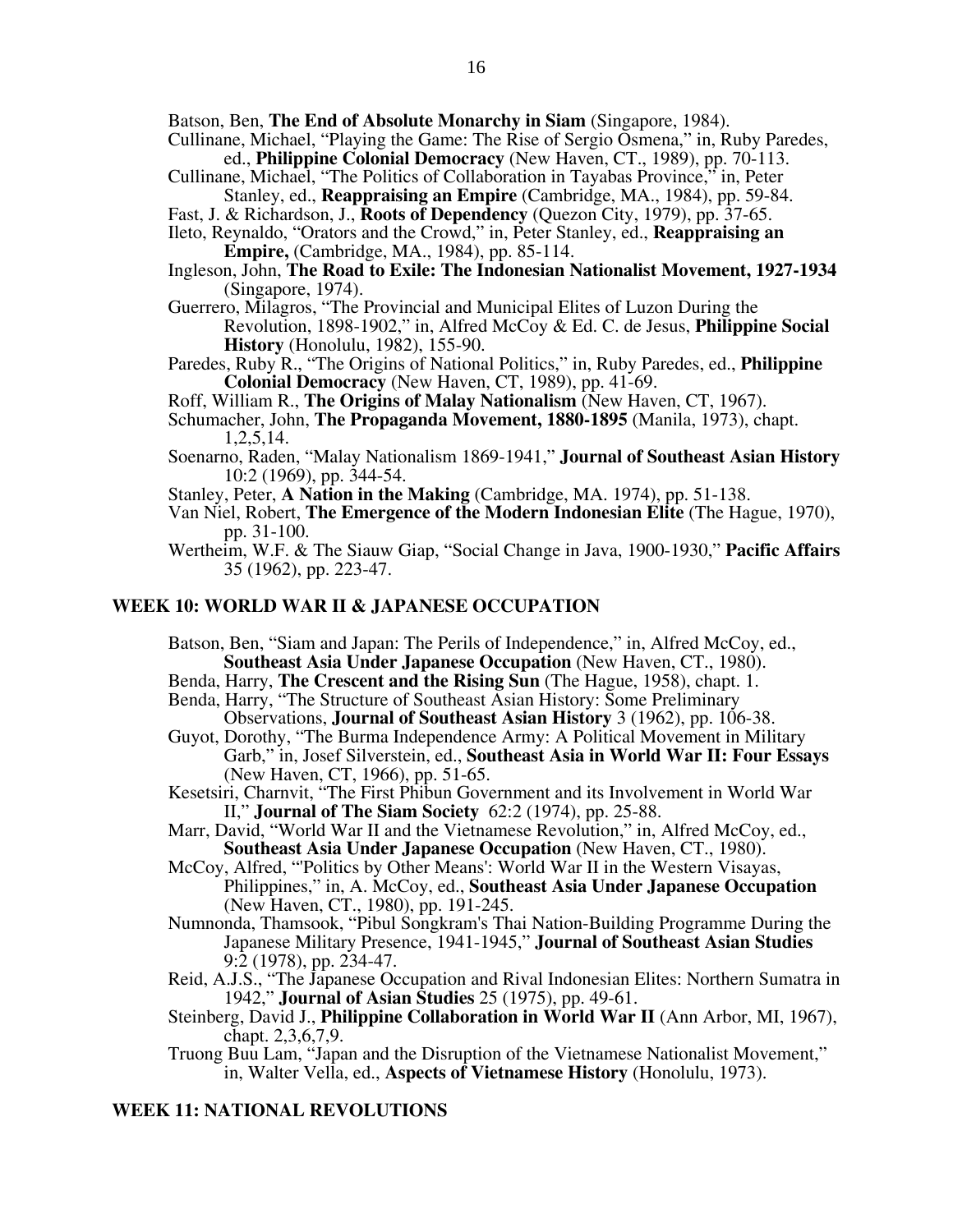Batson, Ben, **The End of Absolute Monarchy in Siam** (Singapore, 1984).

Cullinane, Michael, "Playing the Game: The Rise of Sergio Osmena," in, Ruby Paredes, ed., **Philippine Colonial Democracy** (New Haven, CT., 1989), pp. 70-113.

Cullinane, Michael, "The Politics of Collaboration in Tayabas Province," in, Peter Stanley, ed., **Reappraising an Empire** (Cambridge, MA., 1984), pp. 59-84.

Fast, J. & Richardson, J., **Roots of Dependency** (Quezon City, 1979), pp. 37-65.

Ileto, Reynaldo, "Orators and the Crowd," in, Peter Stanley, ed., **Reappraising an Empire,** (Cambridge, MA., 1984), pp. 85-114.

Ingleson, John, **The Road to Exile: The Indonesian Nationalist Movement, 1927-1934** (Singapore, 1974).

Guerrero, Milagros, "The Provincial and Municipal Elites of Luzon During the Revolution, 1898-1902," in, Alfred McCoy & Ed. C. de Jesus, **Philippine Social History** (Honolulu, 1982), 155-90.

Paredes, Ruby R., "The Origins of National Politics," in, Ruby Paredes, ed., **Philippine Colonial Democracy** (New Haven, CT, 1989), pp. 41-69.

Roff, William R., **The Origins of Malay Nationalism** (New Haven, CT, 1967).

Schumacher, John, **The Propaganda Movement, 1880-1895** (Manila, 1973), chapt. 1,2,5,14.

Soenarno, Raden, "Malay Nationalism 1869-1941," **Journal of Southeast Asian History** 10:2 (1969), pp. 344-54.

Stanley, Peter, **A Nation in the Making** (Cambridge, MA. 1974), pp. 51-138.

Van Niel, Robert, **The Emergence of the Modern Indonesian Elite** (The Hague, 1970), pp. 31-100.

Wertheim, W.F. & The Siauw Giap, "Social Change in Java, 1900-1930," **Pacific Affairs** 35 (1962), pp. 223-47.

## WEEK 10: WORLD WAR II & JAPANESE OCCUPATION

Batson, Ben, "Siam and Japan: The Perils of Independence," in, Alfred McCoy, ed., **Southeast Asia Under Japanese Occupation** (New Haven, CT., 1980).

Benda, Harry, **The Crescent and the Rising Sun** (The Hague, 1958), chapt. 1.

Benda, Harry, "The Structure of Southeast Asian History: Some Preliminary Observations, **Journal of Southeast Asian History** 3 (1962), pp. 106-38.

Guyot, Dorothy, "The Burma Independence Army: A Political Movement in Military Garb," in, Josef Silverstein, ed., **Southeast Asia in World War II: Four Essays** (New Haven, CT, 1966), pp. 51-65.

Kesetsiri, Charnvit, "The First Phibun Government and its Involvement in World War II," **Journal of The Siam Society** 62:2 (1974), pp. 25-88.

Marr, David, "World War II and the Vietnamese Revolution," in, Alfred McCoy, ed., **Southeast Asia Under Japanese Occupation** (New Haven, CT., 1980).

McCoy, Alfred, "'Politics by Other Means': World War II in the Western Visayas, Philippines," in, A. McCoy, ed., **Southeast Asia Under Japanese Occupation** (New Haven, CT., 1980), pp. 191-245.

Numnonda, Thamsook, "Pibul Songkram's Thai Nation-Building Programme During the Japanese Military Presence, 1941-1945," **Journal of Southeast Asian Studies** 9:2 (1978), pp. 234-47.

Reid, A.J.S., "The Japanese Occupation and Rival Indonesian Elites: Northern Sumatra in 1942," **Journal of Asian Studies** 25 (1975), pp. 49-61.

Steinberg, David J., **Philippine Collaboration in World War II** (Ann Arbor, MI, 1967), chapt. 2,3,6,7,9.

Truong Buu Lam, "Japan and the Disruption of the Vietnamese Nationalist Movement," in, Walter Vella, ed., **Aspects of Vietnamese History** (Honolulu, 1973).

## WEEK 11: NATIONAL REVOLUTIONS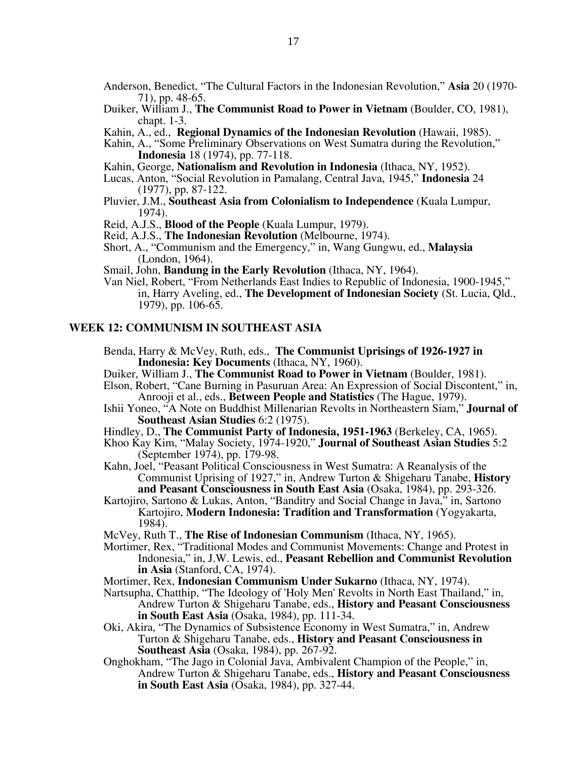Anderson, Benedict, "The Cultural Factors in the Indonesian Revolution," **Asia** 20 (1970-71), pp. 48-65.

Duiker, William J., **The Communist Road to Power in Vietnam** (Boulder, CO, 1981), chapt. 1-3.

Kahin, A., ed., **Regional Dynamics of the Indonesian Revolution** (Hawaii, 1985).

Kahin, A., "Some Preliminary Observations on West Sumatra during the Revolution," **Indonesia** 18 (1974), pp. 77-118.

Kahin, George, **Nationalism and Revolution in Indonesia** (Ithaca, NY, 1952).

Lucas, Anton, "Social Revolution in Pamalang, Central Java, 1945," **Indonesia** 24 (1977), pp. 87-122.

Pluvier, J.M., **Southeast Asia from Colonialism to Independence** (Kuala Lumpur, 1974).

Reid, A.J.S., **Blood of the People** (Kuala Lumpur, 1979).

Reid, A.J.S., **The Indonesian Revolution** (Melbourne, 1974).

Short, A., "Communism and the Emergency," in, Wang Gungwu, ed., **Malaysia** (London, 1964).

Smail, John, **Bandung in the Early Revolution** (Ithaca, NY, 1964).

Van Niel, Robert, "From Netherlands East Indies to Republic of Indonesia, 1900-1945," in, Harry Aveling, ed., **The Development of Indonesian Society** (St. Lucia, Qld., 1979), pp. 106-65.

## WEEK 12: COMMUNISM IN SOUTHEAST ASIA

Benda, Harry & McVey, Ruth, eds., **The Communist Uprisings of 1926-1927 in Indonesia: Key Documents** (Ithaca, NY, 1960).

Duiker, William J., **The Communist Road to Power in Vietnam** (Boulder, 1981).

Elson, Robert, "Cane Burning in Pasuruan Area: An Expression of Social Discontent," in, Anrooji et al., eds., **Between People and Statistics** (The Hague, 1979).

Ishii Yoneo, "A Note on Buddhist Millenarian Revolts in Northeastern Siam," **Journal of Southeast Asian Studies** 6:2 (1975).

Hindley, D., **The Communist Party of Indonesia, 1951-1963** (Berkeley, CA, 1965).

Khoo Kay Kim, "Malay Society, 1974-1920," **Journal of Southeast Asian Studies** 5:2 (September 1974), pp. 179-98.

Kahn, Joel, "Peasant Political Consciousness in West Sumatra: A Reanalysis of the Communist Uprising of 1927," in, Andrew Turton & Shigeharu Tanabe, **History and Peasant Consciousness in South East Asia** (Osaka, 1984), pp. 293-326.

Kartojiro, Sartono & Lukas, Anton, "Banditry and Social Change in Java," in, Sartono Kartojiro, **Modern Indonesia: Tradition and Transformation** (Yogyakarta, 1984).

McVey, Ruth T., **The Rise of Indonesian Communism** (Ithaca, NY, 1965).

Mortimer, Rex, "Traditional Modes and Communist Movements: Change and Protest in Indonesia," in, J.W. Lewis, ed., **Peasant Rebellion and Communist Revolution in Asia** (Stanford, CA, 1974).

Mortimer, Rex, **Indonesian Communism Under Sukarno** (Ithaca, NY, 1974).

Nartsupha, Chatthip, "The Ideology of 'Holy Men' Revolts in North East Thailand," in, Andrew Turton & Shigeharu Tanabe, eds., **History and Peasant Consciousness in South East Asia** (Osaka, 1984), pp. 111-34.

Oki, Akira, "The Dynamics of Subsistence Economy in West Sumatra," in, Andrew Turton & Shigeharu Tanabe, eds., **History and Peasant Consciousness in Southeast Asia** (Osaka, 1984), pp. 267-92.

Onghokham, "The Jago in Colonial Java, Ambivalent Champion of the People," in, Andrew Turton & Shigeharu Tanabe, eds., **History and Peasant Consciousness in South East Asia** (Osaka, 1984), pp. 327-44.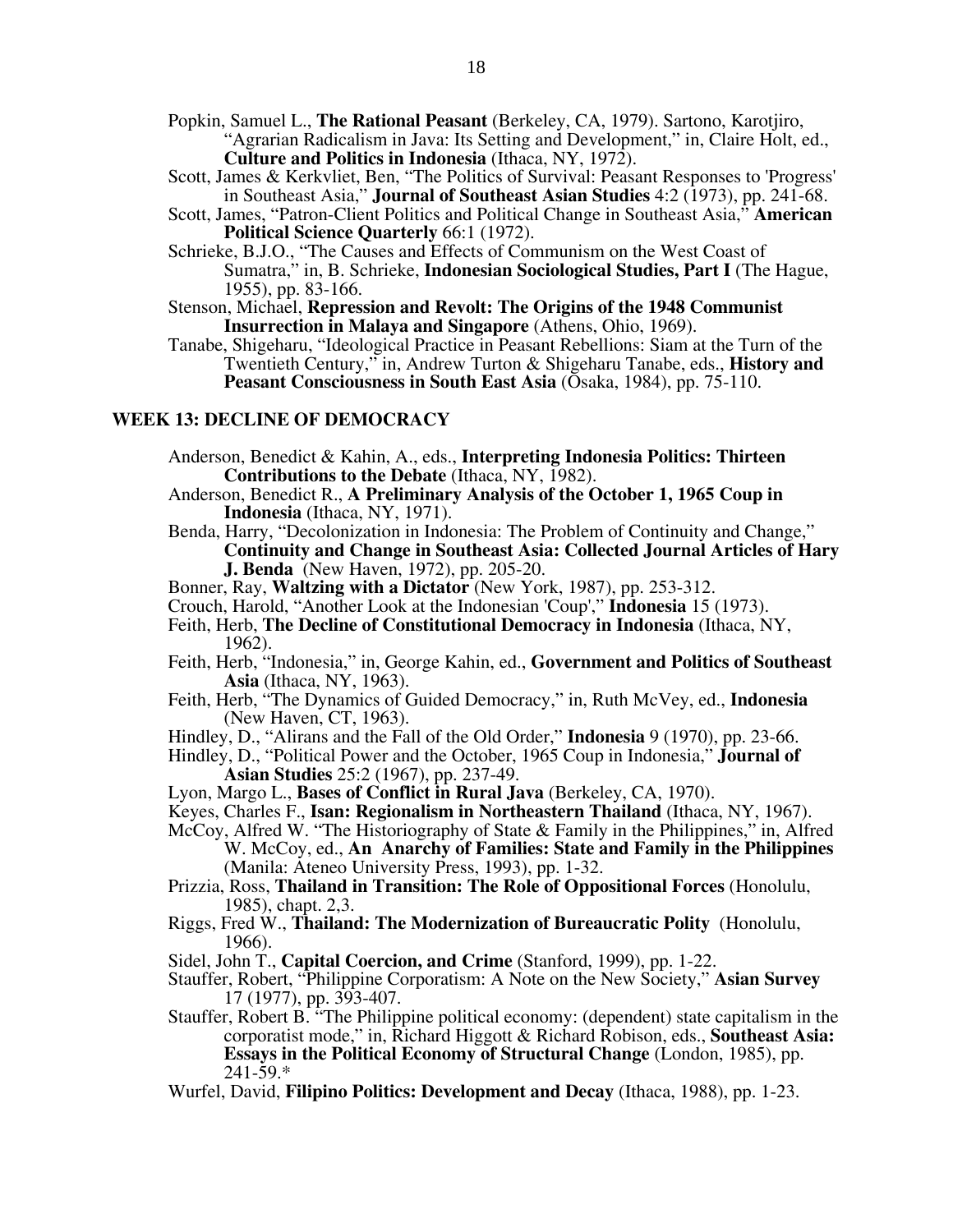Popkin, Samuel L., **The Rational Peasant** (Berkeley, CA, 1979). Sartono, Karotjiro, "Agrarian Radicalism in Java: Its Setting and Development," in, Claire Holt, ed., **Culture and Politics in Indonesia** (Ithaca, NY, 1972).

Scott, James & Kerkvliet, Ben, "The Politics of Survival: Peasant Responses to 'Progress' in Southeast Asia," **Journal of Southeast Asian Studies** 4:2 (1973), pp. 241-68.

Scott, James, "Patron-Client Politics and Political Change in Southeast Asia," **American Political Science Quarterly** 66:1 (1972).

Schrieke, B.J.O., "The Causes and Effects of Communism on the West Coast of Sumatra," in, B. Schrieke, **Indonesian Sociological Studies, Part I** (The Hague, 1955), pp. 83-166.

Stenson, Michael, **Repression and Revolt: The Origins of the 1948 Communist Insurrection in Malaya and Singapore** (Athens, Ohio, 1969).

Tanabe, Shigeharu, "Ideological Practice in Peasant Rebellions: Siam at the Turn of the Twentieth Century," in, Andrew Turton & Shigeharu Tanabe, eds., **History and Peasant Consciousness in South East Asia** (Osaka, 1984), pp. 75-110.

## WEEK 13: DECLINE OF DEMOCRACY

Anderson, Benedict & Kahin, A., eds., **Interpreting Indonesia Politics: Thirteen Contributions to the Debate** (Ithaca, NY, 1982).

Anderson, Benedict R., **A Preliminary Analysis of the October 1, 1965 Coup in Indonesia** (Ithaca, NY, 1971).

Benda, Harry, "Decolonization in Indonesia: The Problem of Continuity and Change," **Continuity and Change in Southeast Asia: Collected Journal Articles of Hary J. Benda** (New Haven, 1972), pp. 205-20.

Bonner, Ray, **Waltzing with a Dictator** (New York, 1987), pp. 253-312.

Crouch, Harold, "Another Look at the Indonesian 'Coup'," **Indonesia** 15 (1973).

Feith, Herb, **The Decline of Constitutional Democracy in Indonesia** (Ithaca, NY, 1962).

Feith, Herb, "Indonesia," in, George Kahin, ed., **Government and Politics of Southeast Asia** (Ithaca, NY, 1963).

Feith, Herb, "The Dynamics of Guided Democracy," in, Ruth McVey, ed., **Indonesia** (New Haven, CT, 1963).

Hindley, D., "Alirans and the Fall of the Old Order," **Indonesia** 9 (1970), pp. 23-66.

Hindley, D., "Political Power and the October, 1965 Coup in Indonesia," **Journal of Asian Studies** 25:2 (1967), pp. 237-49.

Lyon, Margo L., **Bases of Conflict in Rural Java** (Berkeley, CA, 1970).

Keyes, Charles F., **Isan: Regionalism in Northeastern Thailand** (Ithaca, NY, 1967).

McCoy, Alfred W. "The Historiography of State & Family in the Philippines," in, Alfred W. McCoy, ed., **An Anarchy of Families: State and Family in the Philippines** (Manila: Ateneo University Press, 1993), pp. 1-32.

Prizzia, Ross, **Thailand in Transition: The Role of Oppositional Forces** (Honolulu, 1985), chapt. 2,3.

Riggs, Fred W., **Thailand: The Modernization of Bureaucratic Polity** (Honolulu, 1966).

Sidel, John T., **Capital Coercion, and Crime** (Stanford, 1999), pp. 1-22.

Stauffer, Robert, "Philippine Corporatism: A Note on the New Society," **Asian Survey** 17 (1977), pp. 393-407.

Stauffer, Robert B. "The Philippine political economy: (dependent) state capitalism in the corporatist mode," in, Richard Higgott & Richard Robison, eds., **Southeast Asia: Essays in the Political Economy of Structural Change** (London, 1985), pp. 241-59.*

Wurfel, David, **Filipino Politics: Development and Decay** (Ithaca, 1988), pp. 1-23.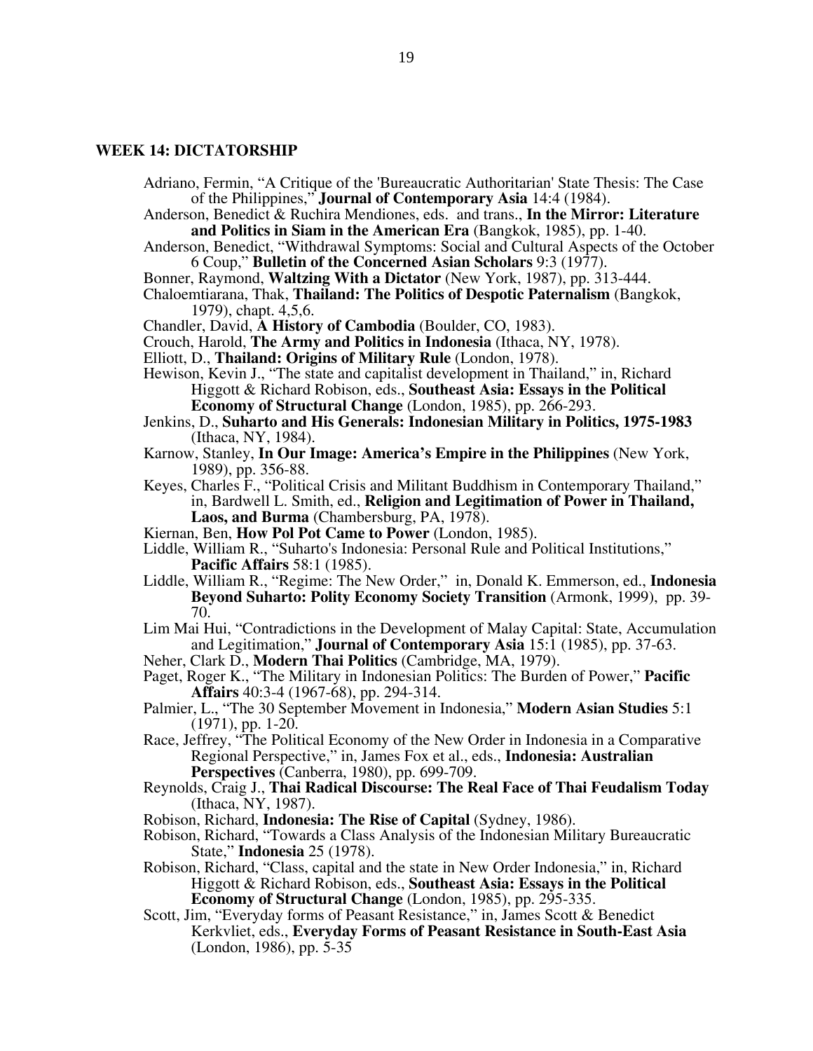## WEEK 14: DICTATORSHIP

Adriano, Fermin, "A Critique of the 'Bureaucratic Authoritarian' State Thesis: The Case of the Philippines," **Journal of Contemporary Asia** 14:4 (1984).

Anderson, Benedict & Ruchira Mendiones, eds. and trans., **In the Mirror: Literature and Politics in Siam in the American Era** (Bangkok, 1985), pp. 1-40.

Anderson, Benedict, "Withdrawal Symptoms: Social and Cultural Aspects of the October 6 Coup," **Bulletin of the Concerned Asian Scholars** 9:3 (1977).

Bonner, Raymond, **Waltzing With a Dictator** (New York, 1987), pp. 313-444.

Chaloemtiarana, Thak, **Thailand: The Politics of Despotic Paternalism** (Bangkok, 1979), chapt. 4,5,6.

Chandler, David, **A History of Cambodia** (Boulder, CO, 1983).

Crouch, Harold, **The Army and Politics in Indonesia** (Ithaca, NY, 1978).

Elliott, D., **Thailand: Origins of Military Rule** (London, 1978).

Hewison, Kevin J., "The state and capitalist development in Thailand," in, Richard Higgott & Richard Robison, eds., **Southeast Asia: Essays in the Political Economy of Structural Change** (London, 1985), pp. 266-293.

Jenkins, D., **Suharto and His Generals: Indonesian Military in Politics, 1975-1983** (Ithaca, NY, 1984).

Karnow, Stanley, **In Our Image: America's Empire in the Philippines** (New York, 1989), pp. 356-88.

Keyes, Charles F., "Political Crisis and Militant Buddhism in Contemporary Thailand," in, Bardwell L. Smith, ed., **Religion and Legitimation of Power in Thailand, Laos, and Burma** (Chambersburg, PA, 1978).

Kiernan, Ben, **How Pol Pot Came to Power** (London, 1985).

Liddle, William R., "Suharto's Indonesia: Personal Rule and Political Institutions," **Pacific Affairs** 58:1 (1985).

Liddle, William R., "Regime: The New Order," in, Donald K. Emmerson, ed., **Indonesia Beyond Suharto: Polity Economy Society Transition** (Armonk, 1999), pp. 39-70.

Lim Mai Hui, "Contradictions in the Development of Malay Capital: State, Accumulation and Legitimation," **Journal of Contemporary Asia** 15:1 (1985), pp. 37-63.

Neher, Clark D., **Modern Thai Politics** (Cambridge, MA, 1979).

Paget, Roger K., "The Military in Indonesian Politics: The Burden of Power," **Pacific Affairs** 40:3-4 (1967-68), pp. 294-314.

Palmier, L., "The 30 September Movement in Indonesia," **Modern Asian Studies** 5:1 (1971), pp. 1-20.

Race, Jeffrey, "The Political Economy of the New Order in Indonesia in a Comparative Regional Perspective," in, James Fox et al., eds., **Indonesia: Australian Perspectives** (Canberra, 1980), pp. 699-709.

Reynolds, Craig J., **Thai Radical Discourse: The Real Face of Thai Feudalism Today** (Ithaca, NY, 1987).

Robison, Richard, **Indonesia: The Rise of Capital** (Sydney, 1986).

Robison, Richard, "Towards a Class Analysis of the Indonesian Military Bureaucratic State," **Indonesia** 25 (1978).

Robison, Richard, "Class, capital and the state in New Order Indonesia," in, Richard Higgott & Richard Robison, eds., **Southeast Asia: Essays in the Political Economy of Structural Change** (London, 1985), pp. 295-335.

Scott, Jim, "Everyday forms of Peasant Resistance," in, James Scott & Benedict Kerkvliet, eds., **Everyday Forms of Peasant Resistance in South-East Asia** (London, 1986), pp. 5-35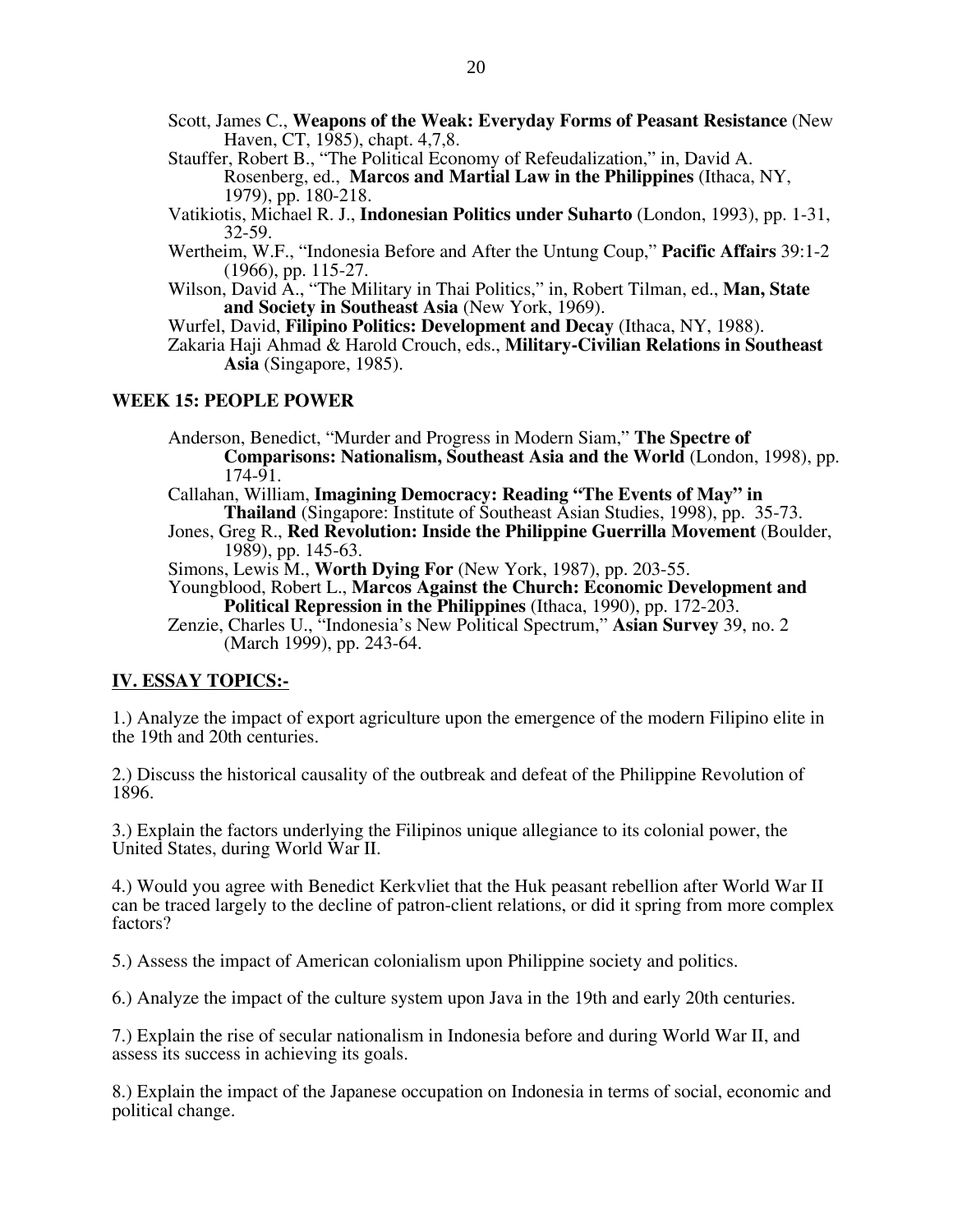Scott, James C., **Weapons of the Weak: Everyday Forms of Peasant Resistance** (New Haven, CT, 1985), chapt. 4,7,8.

Stauffer, Robert B., "The Political Economy of Refeudalization," in, David A. Rosenberg, ed., **Marcos and Martial Law in the Philippines** (Ithaca, NY, 1979), pp. 180-218.

Vatikiotis, Michael R. J., **Indonesian Politics under Suharto** (London, 1993), pp. 1-31, 32-59.

Wertheim, W.F., "Indonesia Before and After the Untung Coup," **Pacific Affairs** 39:1-2 (1966), pp. 115-27.

Wilson, David A., "The Military in Thai Politics," in, Robert Tilman, ed., **Man, State and Society in Southeast Asia** (New York, 1969).

Wurfel, David, **Filipino Politics: Development and Decay** (Ithaca, NY, 1988).

Zakaria Haji Ahmad & Harold Crouch, eds., **Military-Civilian Relations in Southeast Asia** (Singapore, 1985).

**WEEK 15: PEOPLE POWER**

Anderson, Benedict, "Murder and Progress in Modern Siam," **The Spectre of Comparisons: Nationalism, Southeast Asia and the World** (London, 1998), pp. 174-91.

Callahan, William, **Imagining Democracy: Reading "The Events of May" in Thailand** (Singapore: Institute of Southeast Asian Studies, 1998), pp. 35-73.

Jones, Greg R., **Red Revolution: Inside the Philippine Guerrilla Movement** (Boulder, 1989), pp. 145-63.

Simons, Lewis M., **Worth Dying For** (New York, 1987), pp. 203-55.

Youngblood, Robert L., **Marcos Against the Church: Economic Development and Political Repression in the Philippines** (Ithaca, 1990), pp. 172-203.

Zenzie, Charles U., "Indonesia's New Political Spectrum," **Asian Survey** 39, no. 2 (March 1999), pp. 243-64.

## IV. ESSAY TOPICS:-

1.) Analyze the impact of export agriculture upon the emergence of the modern Filipino elite in the 19th and 20th centuries.

2.) Discuss the historical causality of the outbreak and defeat of the Philippine Revolution of 1896.

3.) Explain the factors underlying the Filipinos unique allegiance to its colonial power, the United States, during World War II.

4.) Would you agree with Benedict Kerkvliet that the Huk peasant rebellion after World War II can be traced largely to the decline of patron-client relations, or did it spring from more complex factors?

5.) Assess the impact of American colonialism upon Philippine society and politics.

6.) Analyze the impact of the culture system upon Java in the 19th and early 20th centuries.

7.) Explain the rise of secular nationalism in Indonesia before and during World War II, and assess its success in achieving its goals.

8.) Explain the impact of the Japanese occupation on Indonesia in terms of social, economic and political change.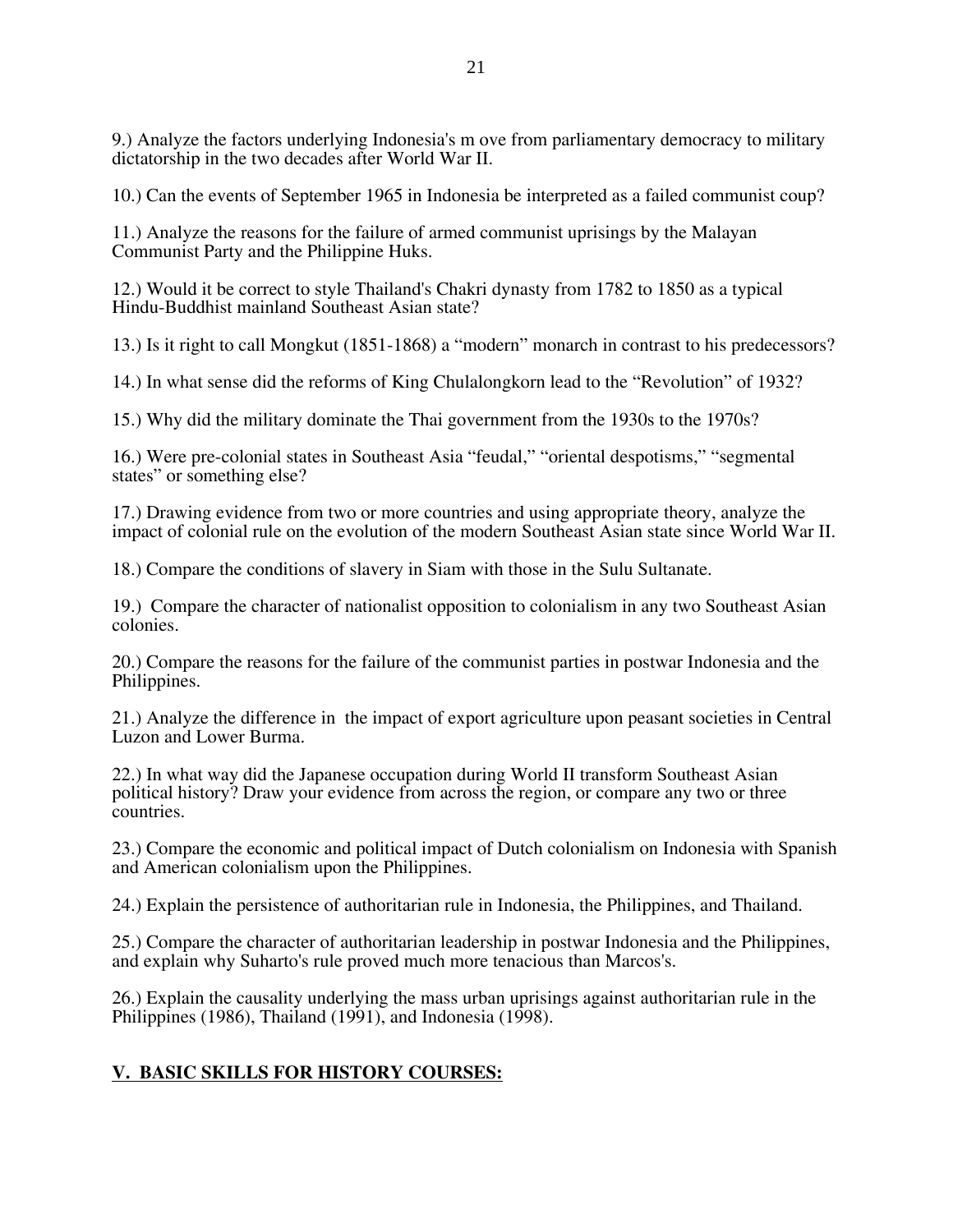9.) Analyze the factors underlying Indonesia's m ove from parliamentary democracy to military dictatorship in the two decades after World War II.

10.) Can the events of September 1965 in Indonesia be interpreted as a failed communist coup?

11.) Analyze the reasons for the failure of armed communist uprisings by the Malayan Communist Party and the Philippine Huks.

12.) Would it be correct to style Thailand's Chakri dynasty from 1782 to 1850 as a typical Hindu-Buddhist mainland Southeast Asian state?

13.) Is it right to call Mongkut (1851-1868) a "modern" monarch in contrast to his predecessors?

14.) In what sense did the reforms of King Chulalongkorn lead to the "Revolution" of 1932?

15.) Why did the military dominate the Thai government from the 1930s to the 1970s?

16.) Were pre-colonial states in Southeast Asia "feudal," "oriental despotisms," "segmental states" or something else?

17.) Drawing evidence from two or more countries and using appropriate theory, analyze the impact of colonial rule on the evolution of the modern Southeast Asian state since World War II.

18.) Compare the conditions of slavery in Siam with those in the Sulu Sultanate.

19.) Compare the character of nationalist opposition to colonialism in any two Southeast Asian colonies.

20.) Compare the reasons for the failure of the communist parties in postwar Indonesia and the Philippines.

21.) Analyze the difference in the impact of export agriculture upon peasant societies in Central Luzon and Lower Burma.

22.) In what way did the Japanese occupation during World II transform Southeast Asian political history? Draw your evidence from across the region, or compare any two or three countries.

23.) Compare the economic and political impact of Dutch colonialism on Indonesia with Spanish and American colonialism upon the Philippines.

24.) Explain the persistence of authoritarian rule in Indonesia, the Philippines, and Thailand.

25.) Compare the character of authoritarian leadership in postwar Indonesia and the Philippines, and explain why Suharto's rule proved much more tenacious than Marcos's.

26.) Explain the causality underlying the mass urban uprisings against authoritarian rule in the Philippines (1986), Thailand (1991), and Indonesia (1998).

## V. BASIC SKILLS FOR HISTORY COURSES: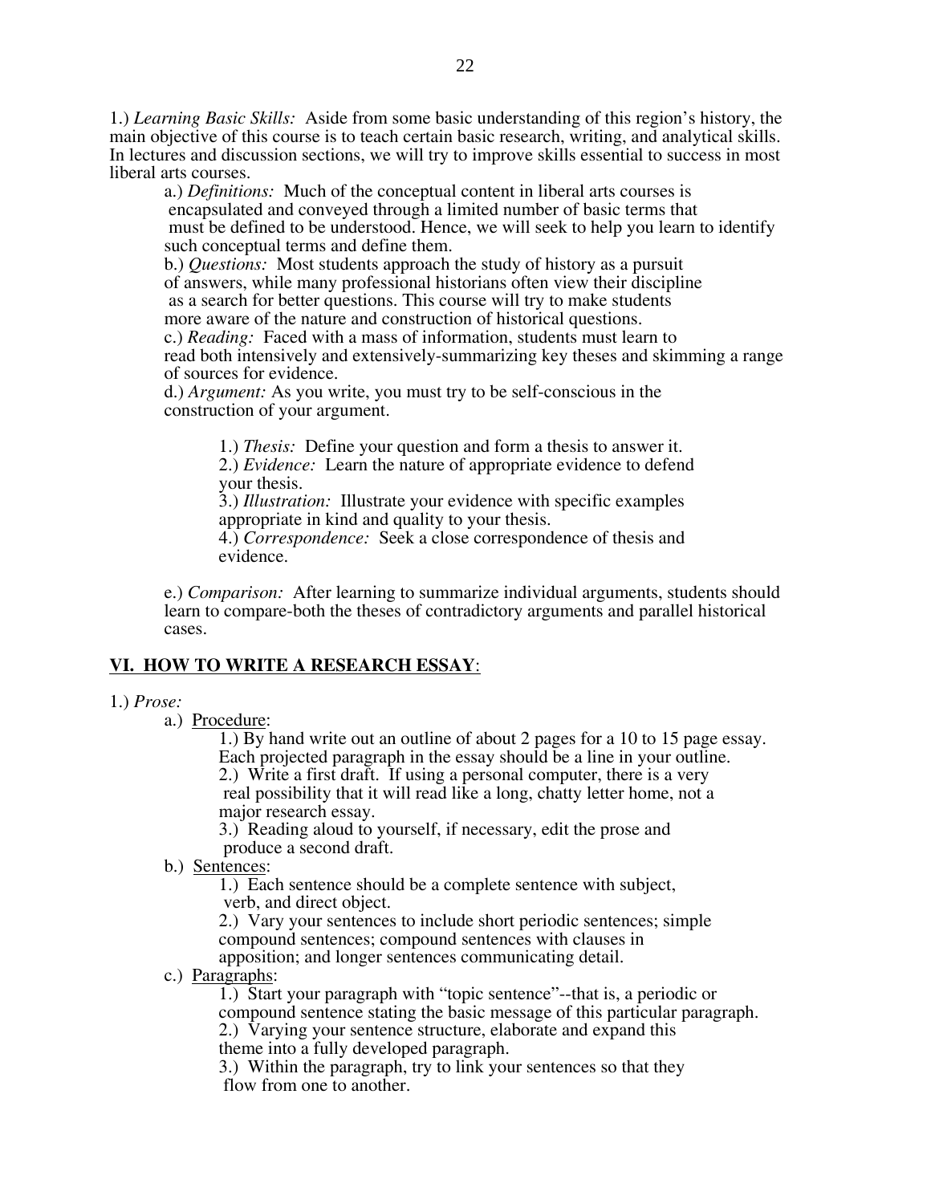1.) *Learning Basic Skills:* Aside from some basic understanding of this region's history, the main objective of this course is to teach certain basic research, writing, and analytical skills. In lectures and discussion sections, we will try to improve skills essential to success in most liberal arts courses.

a.) *Definitions:* Much of the conceptual content in liberal arts courses is encapsulated and conveyed through a limited number of basic terms that must be defined to be understood. Hence, we will seek to help you learn to identify such conceptual terms and define them.

b.) *Questions:* Most students approach the study of history as a pursuit of answers, while many professional historians often view their discipline as a search for better questions. This course will try to make students more aware of the nature and construction of historical questions.

c.) *Reading:* Faced with a mass of information, students must learn to read both intensively and extensively-summarizing key theses and skimming a range of sources for evidence.

d.) *Argument:* As you write, you must try to be self-conscious in the construction of your argument.

1.) *Thesis:* Define your question and form a thesis to answer it.
2.) *Evidence:* Learn the nature of appropriate evidence to defend your thesis.
3.) *Illustration:* Illustrate your evidence with specific examples appropriate in kind and quality to your thesis.
4.) *Correspondence:* Seek a close correspondence of thesis and evidence.

e.) *Comparison:* After learning to summarize individual arguments, students should learn to compare-both the theses of contradictory arguments and parallel historical cases.

## **VI. HOW TO WRITE A RESEARCH ESSAY**:

1.) *Prose:*

a.) Procedure:

1.) By hand write out an outline of about 2 pages for a 10 to 15 page essay. Each projected paragraph in the essay should be a line in your outline.
2.) Write a first draft. If using a personal computer, there is a very real possibility that it will read like a long, chatty letter home, not a major research essay.
3.) Reading aloud to yourself, if necessary, edit the prose and produce a second draft.

b.) Sentences:

1.) Each sentence should be a complete sentence with subject, verb, and direct object.
2.) Vary your sentences to include short periodic sentences; simple compound sentences; compound sentences with clauses in apposition; and longer sentences communicating detail.

c.) Paragraphs:

1.) Start your paragraph with "topic sentence"--that is, a periodic or compound sentence stating the basic message of this particular paragraph.
2.) Varying your sentence structure, elaborate and expand this theme into a fully developed paragraph.
3.) Within the paragraph, try to link your sentences so that they flow from one to another.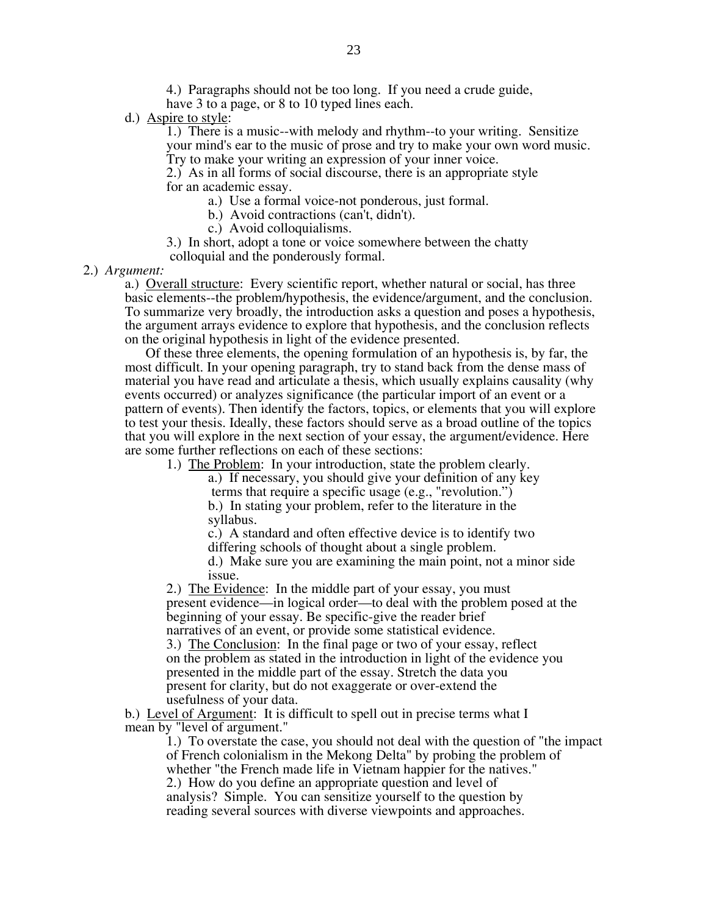4.) Paragraphs should not be too long. If you need a crude guide, have 3 to a page, or 8 to 10 typed lines each.

d.) Aspire to style:

1.) There is a music--with melody and rhythm--to your writing. Sensitize your mind's ear to the music of prose and try to make your own word music. Try to make your writing an expression of your inner voice.

2.) As in all forms of social discourse, there is an appropriate style for an academic essay.

a.) Use a formal voice-not ponderous, just formal.

b.) Avoid contractions (can't, didn't).

c.) Avoid colloquialisms.

3.) In short, adopt a tone or voice somewhere between the chatty colloquial and the ponderously formal.

2.) *Argument:*

a.) Overall structure: Every scientific report, whether natural or social, has three basic elements--the problem/hypothesis, the evidence/argument, and the conclusion. To summarize very broadly, the introduction asks a question and poses a hypothesis, the argument arrays evidence to explore that hypothesis, and the conclusion reflects on the original hypothesis in light of the evidence presented.

Of these three elements, the opening formulation of an hypothesis is, by far, the most difficult. In your opening paragraph, try to stand back from the dense mass of material you have read and articulate a thesis, which usually explains causality (why events occurred) or analyzes significance (the particular import of an event or a pattern of events). Then identify the factors, topics, or elements that you will explore to test your thesis. Ideally, these factors should serve as a broad outline of the topics that you will explore in the next section of your essay, the argument/evidence. Here are some further reflections on each of these sections:

1.) The Problem: In your introduction, state the problem clearly.

a.) If necessary, you should give your definition of any key terms that require a specific usage (e.g., "revolution.")

b.) In stating your problem, refer to the literature in the syllabus.

c.) A standard and often effective device is to identify two differing schools of thought about a single problem.

d.) Make sure you are examining the main point, not a minor side issue.

2.) The Evidence: In the middle part of your essay, you must present evidence—in logical order—to deal with the problem posed at the beginning of your essay. Be specific-give the reader brief narratives of an event, or provide some statistical evidence.

3.) The Conclusion: In the final page or two of your essay, reflect on the problem as stated in the introduction in light of the evidence you presented in the middle part of the essay. Stretch the data you present for clarity, but do not exaggerate or over-extend the usefulness of your data.

b.) Level of Argument: It is difficult to spell out in precise terms what I mean by "level of argument."

1.) To overstate the case, you should not deal with the question of "the impact of French colonialism in the Mekong Delta" by probing the problem of whether "the French made life in Vietnam happier for the natives."

2.) How do you define an appropriate question and level of analysis? Simple. You can sensitize yourself to the question by reading several sources with diverse viewpoints and approaches.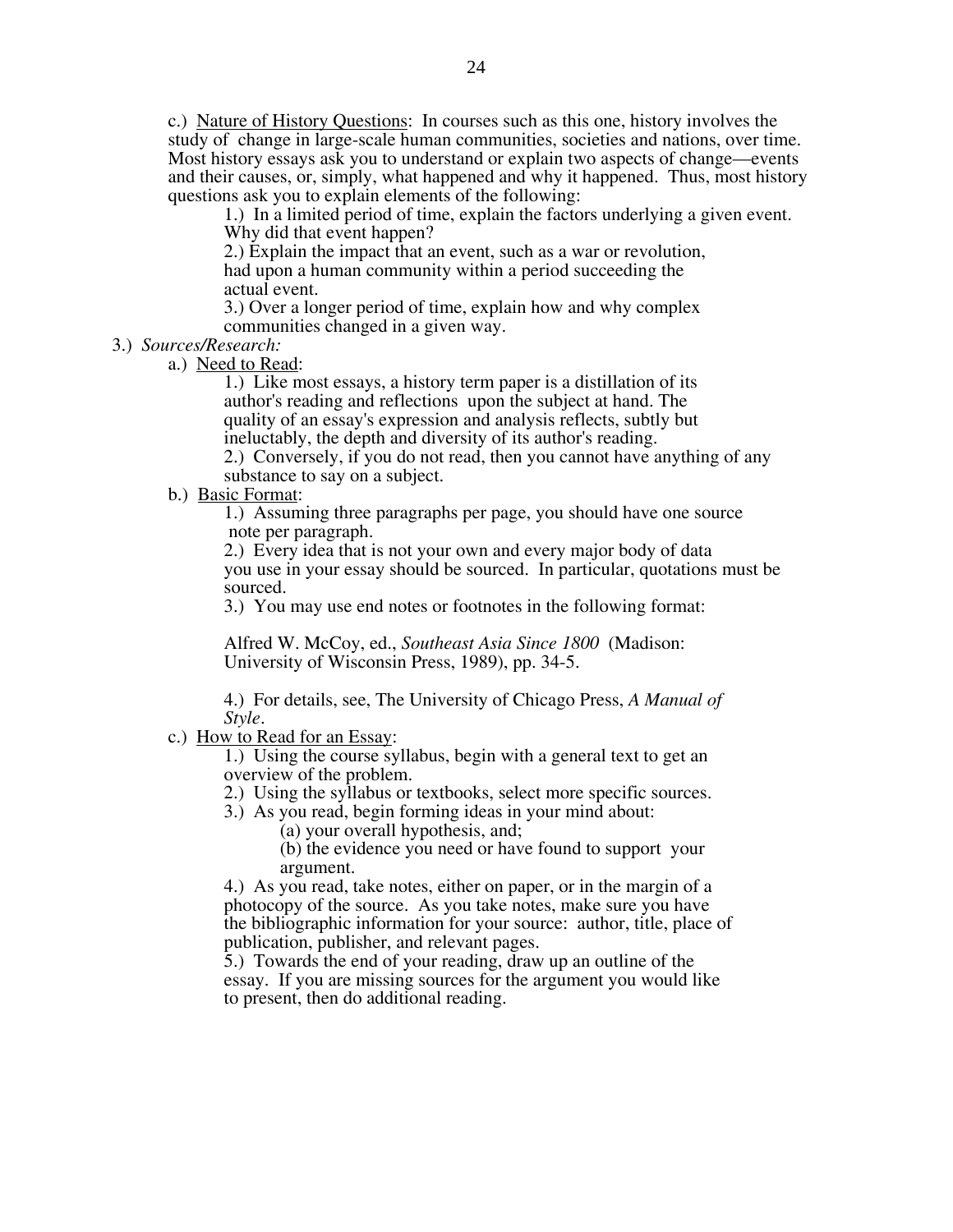c.) <u>Nature of History Questions</u>: In courses such as this one, history involves the study of change in large-scale human communities, societies and nations, over time. Most history essays ask you to understand or explain two aspects of change—events and their causes, or, simply, what happened and why it happened. Thus, most history questions ask you to explain elements of the following:

1.) In a limited period of time, explain the factors underlying a given event. Why did that event happen?

2.) Explain the impact that an event, such as a war or revolution, had upon a human community within a period succeeding the actual event.

3.) Over a longer period of time, explain how and why complex communities changed in a given way.

3.) *Sources/Research:*

a.) <u>Need to Read</u>:

1.) Like most essays, a history term paper is a distillation of its author's reading and reflections upon the subject at hand. The quality of an essay's expression and analysis reflects, subtly but ineluctably, the depth and diversity of its author's reading.

2.) Conversely, if you do not read, then you cannot have anything of any substance to say on a subject.

b.) <u>Basic Format</u>:

1.) Assuming three paragraphs per page, you should have one source note per paragraph.

2.) Every idea that is not your own and every major body of data you use in your essay should be sourced. In particular, quotations must be sourced.

3.) You may use end notes or footnotes in the following format:

Alfred W. McCoy, ed., *Southeast Asia Since 1800* (Madison: University of Wisconsin Press, 1989), pp. 34-5.

4.) For details, see, The University of Chicago Press, *A Manual of Style*.

c.) <u>How to Read for an Essay</u>:

1.) Using the course syllabus, begin with a general text to get an overview of the problem.

2.) Using the syllabus or textbooks, select more specific sources.

3.) As you read, begin forming ideas in your mind about:

(a) your overall hypothesis, and;

(b) the evidence you need or have found to support your argument.

4.) As you read, take notes, either on paper, or in the margin of a photocopy of the source. As you take notes, make sure you have the bibliographic information for your source: author, title, place of publication, publisher, and relevant pages.

5.) Towards the end of your reading, draw up an outline of the essay. If you are missing sources for the argument you would like to present, then do additional reading.